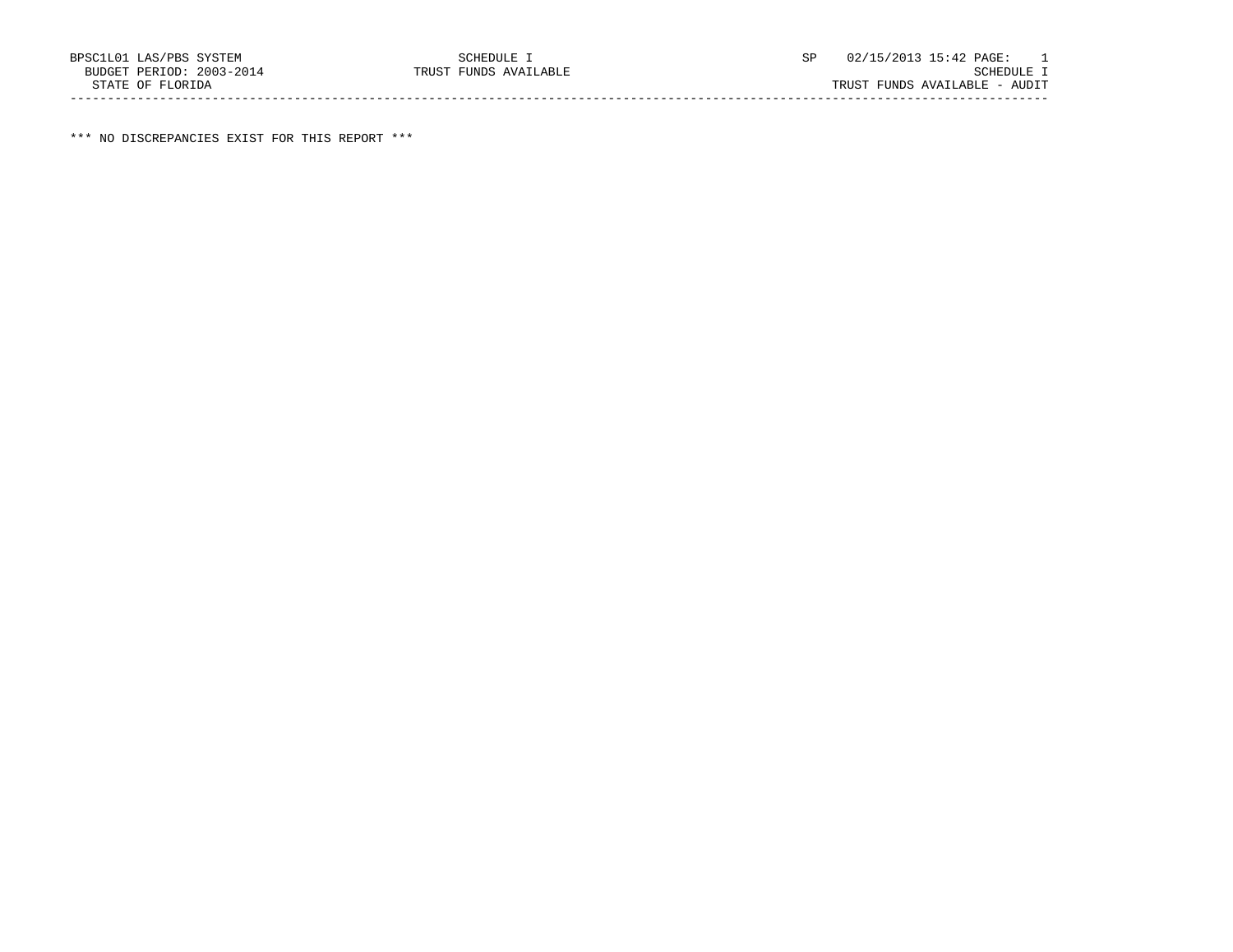BPSC1L01 LAS/PBS SYSTEM SCHEDULE I SP 02/15/2013 15:42 PAGE: 1
BUDGET PERIOD: 2003-2014 TRUST FUNDS AVAILABLE SCHEDULE I
STATE OF FLORIDA TRUST FUNDS AVAILABLE - AUDIT

---

*** NO DISCREPANCIES EXIST FOR THIS REPORT ***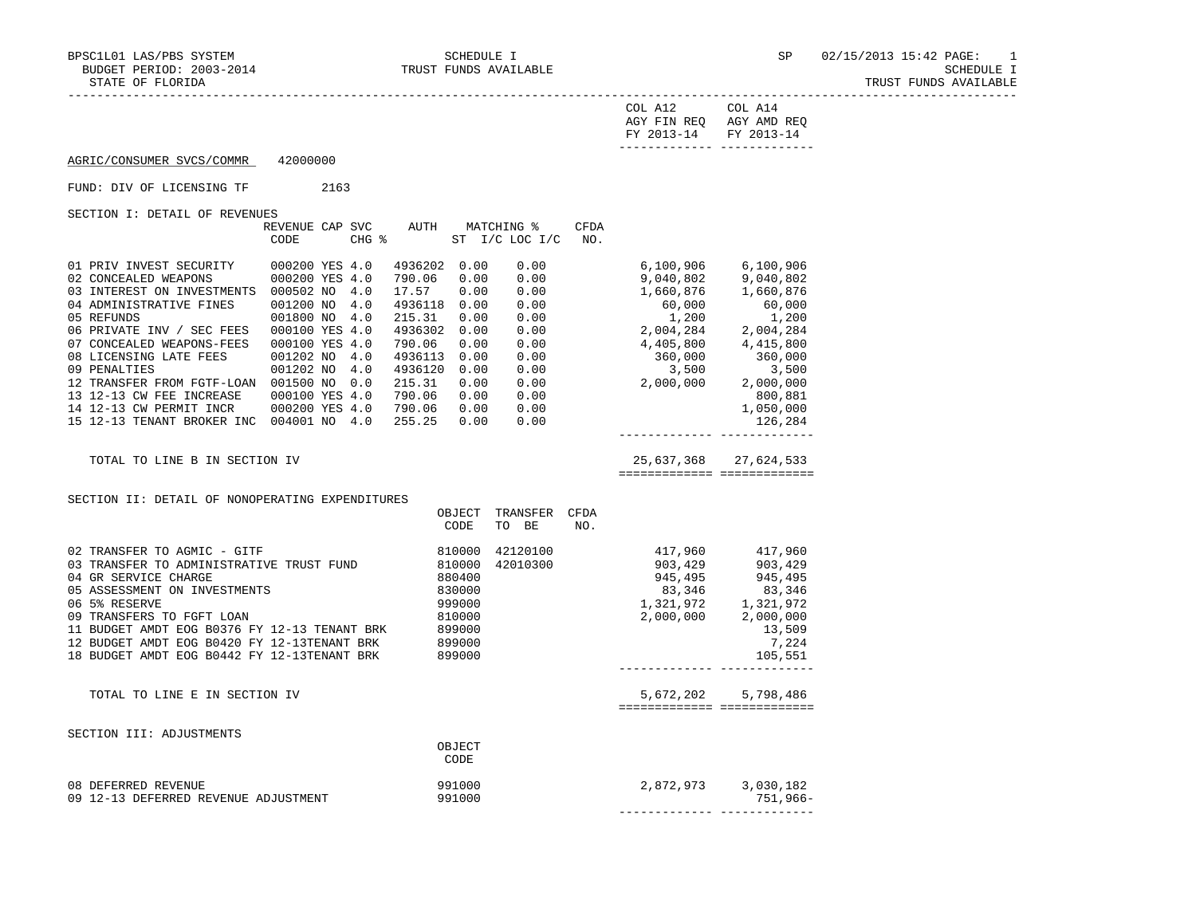SCHEDULE I
TRUST FUNDS AVAILABLE

BUDGET PERIOD: 2003-2014
STATE OF FLORIDA

**AGRIC/CONSUMER SVCS/COMMR** 42000000

FUND: DIV OF LICENSING TF 2163

## SECTION I: DETAIL OF REVENUES

| | REVENUE CODE | CAP | SVC CHG % | AUTH ST | MATCHING % I/C | LOC I/C | CFDA NO. | COL A12 AGY FIN REQ FY 2013-14 | COL A14 AGY AMD REQ FY 2013-14 |
|---|---|---|---|---|---|---|---|---|---|
| 01 PRIV INVEST SECURITY | 000200 | YES | 4.0 | 4936202 | 0.00 | 0.00 | | 6,100,906 | 6,100,906 |
| 02 CONCEALED WEAPONS | 000200 | YES | 4.0 | 790.06 | 0.00 | 0.00 | | 9,040,802 | 9,040,802 |
| 03 INTEREST ON INVESTMENTS | 000502 | NO | 4.0 | 17.57 | 0.00 | 0.00 | | 1,660,876 | 1,660,876 |
| 04 ADMINISTRATIVE FINES | 001200 | NO | 4.0 | 4936118 | 0.00 | 0.00 | | 60,000 | 60,000 |
| 05 REFUNDS | 001800 | NO | 4.0 | 215.31 | 0.00 | 0.00 | | 1,200 | 1,200 |
| 06 PRIVATE INV / SEC FEES | 000100 | YES | 4.0 | 4936302 | 0.00 | 0.00 | | 2,004,284 | 2,004,284 |
| 07 CONCEALED WEAPONS-FEES | 000100 | YES | 4.0 | 790.06 | 0.00 | 0.00 | | 4,405,800 | 4,415,800 |
| 08 LICENSING LATE FEES | 001202 | NO | 4.0 | 4936113 | 0.00 | 0.00 | | 360,000 | 360,000 |
| 09 PENALTIES | 001202 | NO | 4.0 | 4936120 | 0.00 | 0.00 | | 3,500 | 3,500 |
| 12 TRANSFER FROM FGTF-LOAN | 001500 | NO | 0.0 | 215.31 | 0.00 | 0.00 | | 2,000,000 | 2,000,000 |
| 13 12-13 CW FEE INCREASE | 000100 | YES | 4.0 | 790.06 | 0.00 | 0.00 | | | 800,881 |
| 14 12-13 CW PERMIT INCR | 000200 | YES | 4.0 | 790.06 | 0.00 | 0.00 | | | 1,050,000 |
| 15 12-13 TENANT BROKER INC | 004001 | NO | 4.0 | 255.25 | 0.00 | 0.00 | | | 126,284 |
| TOTAL TO LINE B IN SECTION IV | | | | | | | | 25,637,368 | 27,624,533 |

## SECTION II: DETAIL OF NONOPERATING EXPENDITURES

| | OBJECT CODE | TRANSFER TO BE | CFDA NO. | COL A12 AGY FIN REQ FY 2013-14 | COL A14 AGY AMD REQ FY 2013-14 |
|---|---|---|---|---|---|
| 02 TRANSFER TO AGMIC - GITF | 810000 | 42120100 | | 417,960 | 417,960 |
| 03 TRANSFER TO ADMINISTRATIVE TRUST FUND | 810000 | 42010300 | | 903,429 | 903,429 |
| 04 GR SERVICE CHARGE | 880400 | | | 945,495 | 945,495 |
| 05 ASSESSMENT ON INVESTMENTS | 830000 | | | 83,346 | 83,346 |
| 06 5% RESERVE | 999000 | | | 1,321,972 | 1,321,972 |
| 09 TRANSFERS TO FGFT LOAN | 810000 | | | 2,000,000 | 2,000,000 |
| 11 BUDGET AMDT EOG B0376 FY 12-13 TENANT BRK | 899000 | | | | 13,509 |
| 12 BUDGET AMDT EOG B0420 FY 12-13TENANT BRK | 899000 | | | | 7,224 |
| 18 BUDGET AMDT EOG B0442 FY 12-13TENANT BRK | 899000 | | | | 105,551 |
| TOTAL TO LINE E IN SECTION IV | | | | 5,672,202 | 5,798,486 |

## SECTION III: ADJUSTMENTS

| | OBJECT CODE | COL A12 AGY FIN REQ FY 2013-14 | COL A14 AGY AMD REQ FY 2013-14 |
|---|---|---|---|
| 08 DEFERRED REVENUE | 991000 | 2,872,973 | 3,030,182 |
| 09 12-13 DEFERRED REVENUE ADJUSTMENT | 991000 | | 751,966- |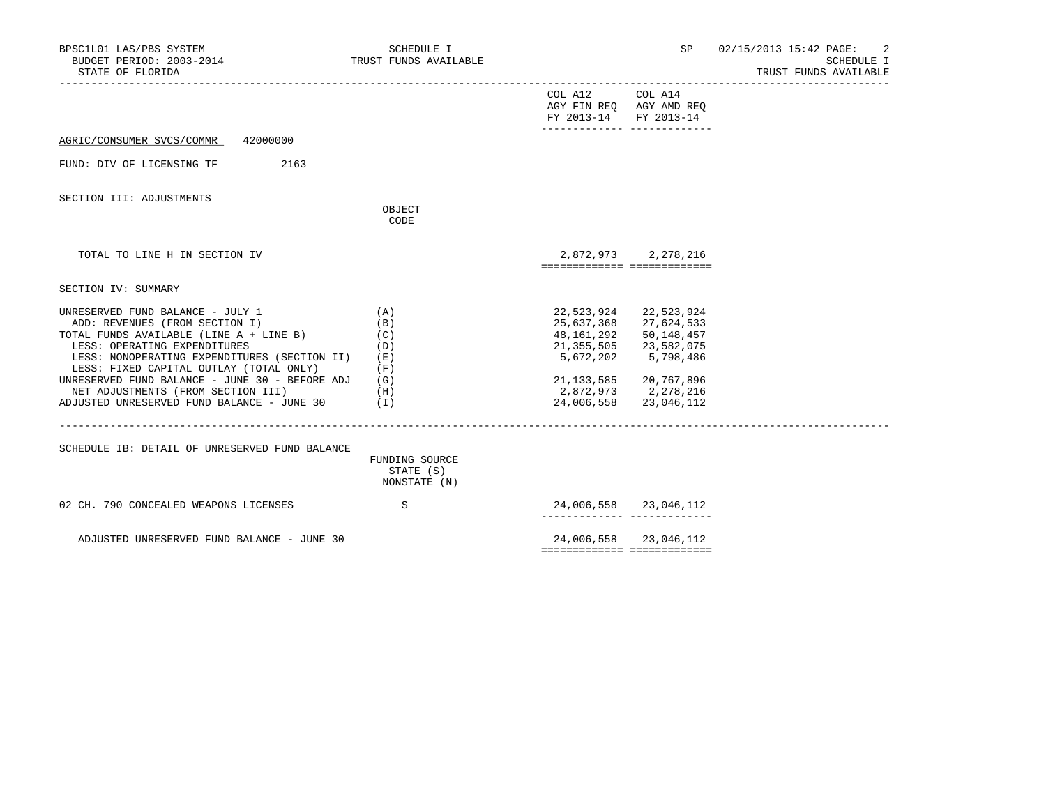AGRIC/CONSUMER SVCS/COMMR 42000000

FUND: DIV OF LICENSING TF 2163

| | | COL A12 AGY FIN REQ FY 2013-14 | COL A14 AGY AMD REQ FY 2013-14 |
|---|---|---|---|
| **SECTION III: ADJUSTMENTS** | OBJECT CODE | | |
| TOTAL TO LINE H IN SECTION IV | | 2,872,973 | 2,278,216 |
| **SECTION IV: SUMMARY** | | | |
| UNRESERVED FUND BALANCE - JULY 1 | (A) | 22,523,924 | 22,523,924 |
| ADD: REVENUES (FROM SECTION I) | (B) | 25,637,368 | 27,624,533 |
| TOTAL FUNDS AVAILABLE (LINE A + LINE B) | (C) | 48,161,292 | 50,148,457 |
| LESS: OPERATING EXPENDITURES | (D) | 21,355,505 | 23,582,075 |
| LESS: NONOPERATING EXPENDITURES (SECTION II) | (E) | 5,672,202 | 5,798,486 |
| LESS: FIXED CAPITAL OUTLAY (TOTAL ONLY) | (F) | | |
| UNRESERVED FUND BALANCE - JUNE 30 - BEFORE ADJ | (G) | 21,133,585 | 20,767,896 |
| NET ADJUSTMENTS (FROM SECTION III) | (H) | 2,872,973 | 2,278,216 |
| ADJUSTED UNRESERVED FUND BALANCE - JUNE 30 | (I) | 24,006,558 | 23,046,112 |

| SCHEDULE IB: DETAIL OF UNRESERVED FUND BALANCE | FUNDING SOURCE STATE (S) NONSTATE (N) | | |
|---|---|---|---|
| 02 CH. 790 CONCEALED WEAPONS LICENSES | S | 24,006,558 | 23,046,112 |
| ADJUSTED UNRESERVED FUND BALANCE - JUNE 30 | | 24,006,558 | 23,046,112 |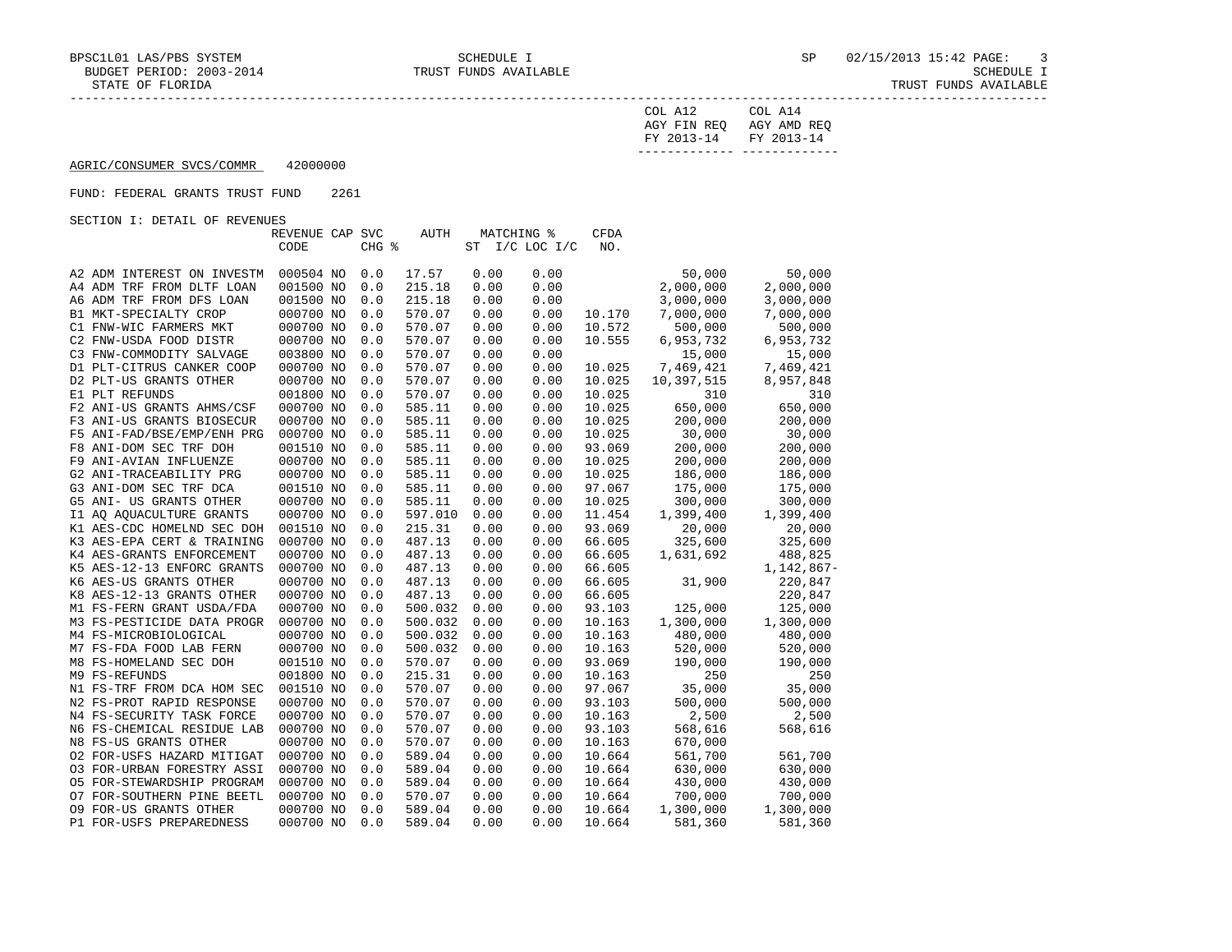SCHEDULE I
TRUST FUNDS AVAILABLE
STATE OF FLORIDA

AGRIC/CONSUMER SVCS/COMMR 42000000

FUND: FEDERAL GRANTS TRUST FUND 2261

SECTION I: DETAIL OF REVENUES

| | REVENUE CODE | CAP | SVC CHG % | AUTH | MATCHING % ST | I/C LOC I/C | CFDA NO. | COL A12 AGY FIN REQ FY 2013-14 | COL A14 AGY AMD REQ FY 2013-14 |
|---|---|---|---|---|---|---|---|---|---|
| A2 ADM INTEREST ON INVESTM | 000504 | NO | 0.0 | 17.57 | 0.00 | 0.00 | | 50,000 | 50,000 |
| A4 ADM TRF FROM DLTF LOAN | 001500 | NO | 0.0 | 215.18 | 0.00 | 0.00 | | 2,000,000 | 2,000,000 |
| A6 ADM TRF FROM DFS LOAN | 001500 | NO | 0.0 | 215.18 | 0.00 | 0.00 | | 3,000,000 | 3,000,000 |
| B1 MKT-SPECIALTY CROP | 000700 | NO | 0.0 | 570.07 | 0.00 | 0.00 | 10.170 | 7,000,000 | 7,000,000 |
| C1 FNW-WIC FARMERS MKT | 000700 | NO | 0.0 | 570.07 | 0.00 | 0.00 | 10.572 | 500,000 | 500,000 |
| C2 FNW-USDA FOOD DISTR | 000700 | NO | 0.0 | 570.07 | 0.00 | 0.00 | 10.555 | 6,953,732 | 6,953,732 |
| C3 FNW-COMMODITY SALVAGE | 003800 | NO | 0.0 | 570.07 | 0.00 | 0.00 | | 15,000 | 15,000 |
| D1 PLT-CITRUS CANKER COOP | 000700 | NO | 0.0 | 570.07 | 0.00 | 0.00 | 10.025 | 7,469,421 | 7,469,421 |
| D2 PLT-US GRANTS OTHER | 000700 | NO | 0.0 | 570.07 | 0.00 | 0.00 | 10.025 | 10,397,515 | 8,957,848 |
| E1 PLT REFUNDS | 001800 | NO | 0.0 | 570.07 | 0.00 | 0.00 | 10.025 | 310 | 310 |
| F2 ANI-US GRANTS AHMS/CSF | 000700 | NO | 0.0 | 585.11 | 0.00 | 0.00 | 10.025 | 650,000 | 650,000 |
| F3 ANI-US GRANTS BIOSECUR | 000700 | NO | 0.0 | 585.11 | 0.00 | 0.00 | 10.025 | 200,000 | 200,000 |
| F5 ANI-FAD/BSE/EMP/ENH PRG | 000700 | NO | 0.0 | 585.11 | 0.00 | 0.00 | 10.025 | 30,000 | 30,000 |
| F8 ANI-DOM SEC TRF DOH | 001510 | NO | 0.0 | 585.11 | 0.00 | 0.00 | 93.069 | 200,000 | 200,000 |
| F9 ANI-AVIAN INFLUENZE | 000700 | NO | 0.0 | 585.11 | 0.00 | 0.00 | 10.025 | 200,000 | 200,000 |
| G2 ANI-TRACEABILITY PRG | 000700 | NO | 0.0 | 585.11 | 0.00 | 0.00 | 10.025 | 186,000 | 186,000 |
| G3 ANI-DOM SEC TRF DCA | 001510 | NO | 0.0 | 585.11 | 0.00 | 0.00 | 97.067 | 175,000 | 175,000 |
| G5 ANI- US GRANTS OTHER | 000700 | NO | 0.0 | 585.11 | 0.00 | 0.00 | 10.025 | 300,000 | 300,000 |
| I1 AQ AQUACULTURE GRANTS | 000700 | NO | 0.0 | 597.010 | 0.00 | 0.00 | 11.454 | 1,399,400 | 1,399,400 |
| K1 AES-CDC HOMELND SEC DOH | 001510 | NO | 0.0 | 215.31 | 0.00 | 0.00 | 93.069 | 20,000 | 20,000 |
| K3 AES-EPA CERT & TRAINING | 000700 | NO | 0.0 | 487.13 | 0.00 | 0.00 | 66.605 | 325,600 | 325,600 |
| K4 AES-GRANTS ENFORCEMENT | 000700 | NO | 0.0 | 487.13 | 0.00 | 0.00 | 66.605 | 1,631,692 | 488,825 |
| K5 AES-12-13 ENFORC GRANTS | 000700 | NO | 0.0 | 487.13 | 0.00 | 0.00 | 66.605 | | 1,142,867- |
| K6 AES-US GRANTS OTHER | 000700 | NO | 0.0 | 487.13 | 0.00 | 0.00 | 66.605 | 31,900 | 220,847 |
| K8 AES-12-13 GRANTS OTHER | 000700 | NO | 0.0 | 487.13 | 0.00 | 0.00 | 66.605 | | 220,847 |
| M1 FS-FERN GRANT USDA/FDA | 000700 | NO | 0.0 | 500.032 | 0.00 | 0.00 | 93.103 | 125,000 | 125,000 |
| M3 FS-PESTICIDE DATA PROGR | 000700 | NO | 0.0 | 500.032 | 0.00 | 0.00 | 10.163 | 1,300,000 | 1,300,000 |
| M4 FS-MICROBIOLOGICAL | 000700 | NO | 0.0 | 500.032 | 0.00 | 0.00 | 10.163 | 480,000 | 480,000 |
| M7 FS-FDA FOOD LAB FERN | 000700 | NO | 0.0 | 500.032 | 0.00 | 0.00 | 10.163 | 520,000 | 520,000 |
| M8 FS-HOMELAND SEC DOH | 001510 | NO | 0.0 | 570.07 | 0.00 | 0.00 | 93.069 | 190,000 | 190,000 |
| M9 FS-REFUNDS | 001800 | NO | 0.0 | 215.31 | 0.00 | 0.00 | 10.163 | 250 | 250 |
| N1 FS-TRF FROM DCA HOM SEC | 001510 | NO | 0.0 | 570.07 | 0.00 | 0.00 | 97.067 | 35,000 | 35,000 |
| N2 FS-PROT RAPID RESPONSE | 000700 | NO | 0.0 | 570.07 | 0.00 | 0.00 | 93.103 | 500,000 | 500,000 |
| N4 FS-SECURITY TASK FORCE | 000700 | NO | 0.0 | 570.07 | 0.00 | 0.00 | 10.163 | 2,500 | 2,500 |
| N6 FS-CHEMICAL RESIDUE LAB | 000700 | NO | 0.0 | 570.07 | 0.00 | 0.00 | 93.103 | 568,616 | 568,616 |
| N8 FS-US GRANTS OTHER | 000700 | NO | 0.0 | 570.07 | 0.00 | 0.00 | 10.163 | 670,000 | |
| O2 FOR-USFS HAZARD MITIGAT | 000700 | NO | 0.0 | 589.04 | 0.00 | 0.00 | 10.664 | 561,700 | 561,700 |
| O3 FOR-URBAN FORESTRY ASSI | 000700 | NO | 0.0 | 589.04 | 0.00 | 0.00 | 10.664 | 630,000 | 630,000 |
| O5 FOR-STEWARDSHIP PROGRAM | 000700 | NO | 0.0 | 589.04 | 0.00 | 0.00 | 10.664 | 430,000 | 430,000 |
| O7 FOR-SOUTHERN PINE BEETL | 000700 | NO | 0.0 | 570.07 | 0.00 | 0.00 | 10.664 | 700,000 | 700,000 |
| O9 FOR-US GRANTS OTHER | 000700 | NO | 0.0 | 589.04 | 0.00 | 0.00 | 10.664 | 1,300,000 | 1,300,000 |
| P1 FOR-USFS PREPAREDNESS | 000700 | NO | 0.0 | 589.04 | 0.00 | 0.00 | 10.664 | 581,360 | 581,360 |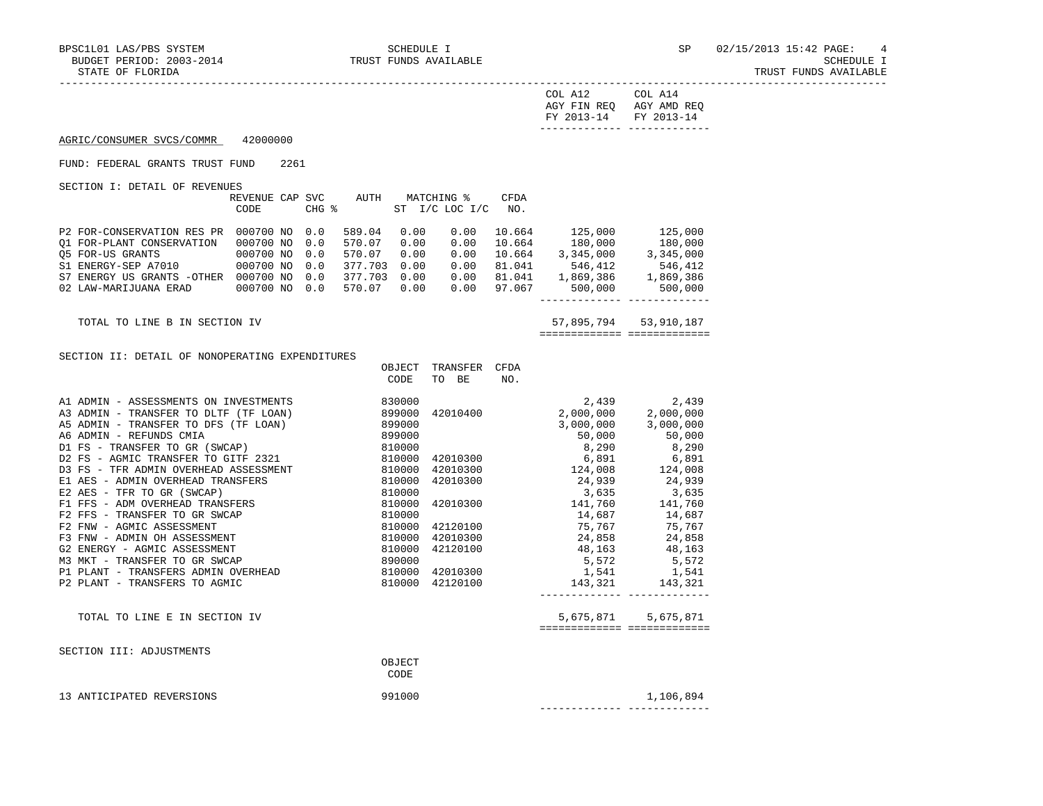COL A12 AGY FIN REQ FY 2013-14 | COL A14 AGY AMD REQ FY 2013-14

AGRIC/CONSUMER SVCS/COMMR 42000000

FUND: FEDERAL GRANTS TRUST FUND 2261

SECTION I: DETAIL OF REVENUES

| | REVENUE CODE | CAP | SVC CHG % | AUTH | MATCHING % ST | I/C | LOC I/C | CFDA NO. | COL A12 AGY FIN REQ FY 2013-14 | COL A14 AGY AMD REQ FY 2013-14 |
|---|---|---|---|---|---|---|---|---|---|---|
| P2 FOR-CONSERVATION RES PR | 000700 | NO | 0.0 | 589.04 | 0.00 | | 0.00 | 10.664 | 125,000 | 125,000 |
| Q1 FOR-PLANT CONSERVATION | 000700 | NO | 0.0 | 570.07 | 0.00 | | 0.00 | 10.664 | 180,000 | 180,000 |
| Q5 FOR-US GRANTS | 000700 | NO | 0.0 | 570.07 | 0.00 | | 0.00 | 10.664 | 3,345,000 | 3,345,000 |
| S1 ENERGY-SEP A7010 | 000700 | NO | 0.0 | 377.703 | 0.00 | | 0.00 | 81.041 | 546,412 | 546,412 |
| S7 ENERGY US GRANTS -OTHER | 000700 | NO | 0.0 | 377.703 | 0.00 | | 0.00 | 81.041 | 1,869,386 | 1,869,386 |
| 02 LAW-MARIJUANA ERAD | 000700 | NO | 0.0 | 570.07 | 0.00 | | 0.00 | 97.067 | 500,000 | 500,000 |
| TOTAL TO LINE B IN SECTION IV | | | | | | | | | 57,895,794 | 53,910,187 |

SECTION II: DETAIL OF NONOPERATING EXPENDITURES

| | OBJECT CODE | TRANSFER TO BE | CFDA NO. | COL A12 AGY FIN REQ FY 2013-14 | COL A14 AGY AMD REQ FY 2013-14 |
|---|---|---|---|---|---|
| A1 ADMIN - ASSESSMENTS ON INVESTMENTS | 830000 | | | 2,439 | 2,439 |
| A3 ADMIN - TRANSFER TO DLTF (TF LOAN) | 899000 | 42010400 | | 2,000,000 | 2,000,000 |
| A5 ADMIN - TRANSFER TO DFS (TF LOAN) | 899000 | | | 3,000,000 | 3,000,000 |
| A6 ADMIN - REFUNDS CMIA | 899000 | | | 50,000 | 50,000 |
| D1 FS - TRANSFER TO GR (SWCAP) | 810000 | | | 8,290 | 8,290 |
| D2 FS - AGMIC TRANSFER TO GITF 2321 | 810000 | 42010300 | | 6,891 | 6,891 |
| D3 FS - TFR ADMIN OVERHEAD ASSESSMENT | 810000 | 42010300 | | 124,008 | 124,008 |
| E1 AES - ADMIN OVERHEAD TRANSFERS | 810000 | 42010300 | | 24,939 | 24,939 |
| E2 AES - TFR TO GR (SWCAP) | 810000 | | | 3,635 | 3,635 |
| F1 FFS - ADM OVERHEAD TRANSFERS | 810000 | 42010300 | | 141,760 | 141,760 |
| F2 FFS - TRANSFER TO GR SWCAP | 810000 | | | 14,687 | 14,687 |
| F2 FNW - AGMIC ASSESSMENT | 810000 | 42120100 | | 75,767 | 75,767 |
| F3 FNW - ADMIN OH ASSESSMENT | 810000 | 42010300 | | 24,858 | 24,858 |
| G2 ENERGY - AGMIC ASSESSMENT | 810000 | 42120100 | | 48,163 | 48,163 |
| M3 MKT - TRANSFER TO GR SWCAP | 890000 | | | 5,572 | 5,572 |
| P1 PLANT - TRANSFERS ADMIN OVERHEAD | 810000 | 42010300 | | 1,541 | 1,541 |
| P2 PLANT - TRANSFERS TO AGMIC | 810000 | 42120100 | | 143,321 | 143,321 |
| TOTAL TO LINE E IN SECTION IV | | | | 5,675,871 | 5,675,871 |

SECTION III: ADJUSTMENTS

| | OBJECT CODE | COL A12 AGY FIN REQ FY 2013-14 | COL A14 AGY AMD REQ FY 2013-14 |
|---|---|---|---|
| 13 ANTICIPATED REVERSIONS | 991000 | | 1,106,894 |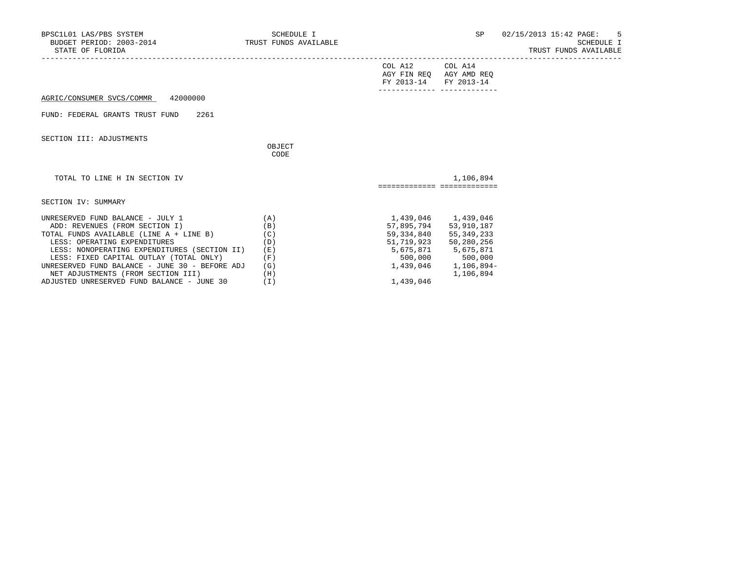BPSC1L01 LAS/PBS SYSTEM
BUDGET PERIOD: 2003-2014
STATE OF FLORIDA

SCHEDULE I
TRUST FUNDS AVAILABLE

SP 02/15/2013 15:42

SCHEDULE I
TRUST FUNDS AVAILABLE

AGRIC/CONSUMER SVCS/COMMR 42000000

FUND: FEDERAL GRANTS TRUST FUND 2261

SECTION III: ADJUSTMENTS

| | OBJECT CODE | COL A12 AGY FIN REQ FY 2013-14 | COL A14 AGY AMD REQ FY 2013-14 |
|---|---|---|---|
| TOTAL TO LINE H IN SECTION IV | | | 1,106,894 |

SECTION IV: SUMMARY

| | | COL A12 AGY FIN REQ FY 2013-14 | COL A14 AGY AMD REQ FY 2013-14 |
|---|---|---|---|
| UNRESERVED FUND BALANCE - JULY 1 | (A) | 1,439,046 | 1,439,046 |
| ADD: REVENUES (FROM SECTION I) | (B) | 57,895,794 | 53,910,187 |
| TOTAL FUNDS AVAILABLE (LINE A + LINE B) | (C) | 59,334,840 | 55,349,233 |
| LESS: OPERATING EXPENDITURES | (D) | 51,719,923 | 50,280,256 |
| LESS: NONOPERATING EXPENDITURES (SECTION II) | (E) | 5,675,871 | 5,675,871 |
| LESS: FIXED CAPITAL OUTLAY (TOTAL ONLY) | (F) | 500,000 | 500,000 |
| UNRESERVED FUND BALANCE - JUNE 30 - BEFORE ADJ | (G) | 1,439,046 | 1,106,894- |
| NET ADJUSTMENTS (FROM SECTION III) | (H) | | 1,106,894 |
| ADJUSTED UNRESERVED FUND BALANCE - JUNE 30 | (I) | 1,439,046 | |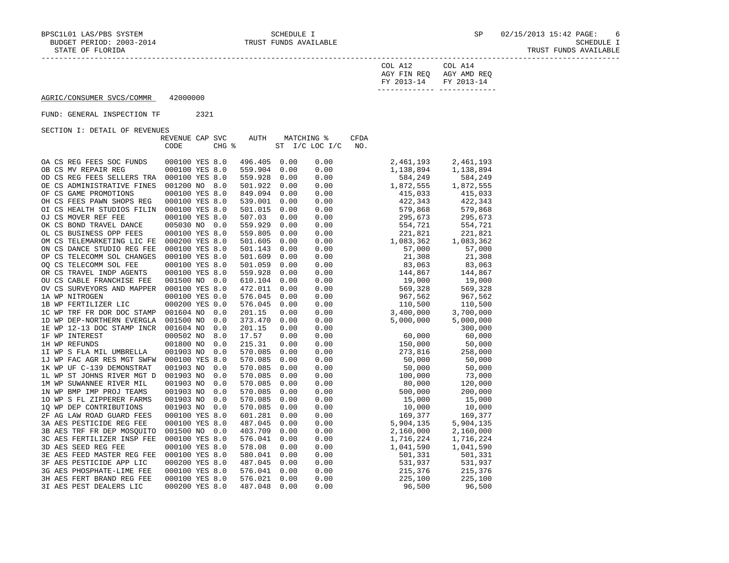COL A12 AGY FIN REQ FY 2013-14 | COL A14 AGY AMD REQ FY 2013-14

AGRIC/CONSUMER SVCS/COMMR 42000000

FUND: GENERAL INSPECTION TF 2321

SECTION I: DETAIL OF REVENUES

| | REVENUE CODE | CAP | SVC CHG % | AUTH ST | MATCHING % I/C | LOC I/C | CFDA NO. | COL A12 AGY FIN REQ FY 2013-14 | COL A14 AGY AMD REQ FY 2013-14 |
|---|---|---|---|---|---|---|---|---|---|
| OA CS REG FEES SOC FUNDS | 000100 | YES | 8.0 | 496.405 | 0.00 | 0.00 | | 2,461,193 | 2,461,193 |
| OB CS MV REPAIR REG | 000100 | YES | 8.0 | 559.904 | 0.00 | 0.00 | | 1,138,894 | 1,138,894 |
| OD CS REG FEES SELLERS TRA | 000100 | YES | 8.0 | 559.928 | 0.00 | 0.00 | | 584,249 | 584,249 |
| OE CS ADMINISTRATIVE FINES | 001200 | NO | 8.0 | 501.922 | 0.00 | 0.00 | | 1,872,555 | 1,872,555 |
| OF CS GAME PROMOTIONS | 000100 | YES | 8.0 | 849.094 | 0.00 | 0.00 | | 415,033 | 415,033 |
| OH CS FEES PAWN SHOPS REG | 000100 | YES | 8.0 | 539.001 | 0.00 | 0.00 | | 422,343 | 422,343 |
| OI CS HEALTH STUDIOS FILIN | 000100 | YES | 8.0 | 501.015 | 0.00 | 0.00 | | 579,868 | 579,868 |
| OJ CS MOVER REF FEE | 000100 | YES | 8.0 | 507.03 | 0.00 | 0.00 | | 295,673 | 295,673 |
| OK CS BOND TRAVEL DANCE | 005030 | NO | 0.0 | 559.929 | 0.00 | 0.00 | | 554,721 | 554,721 |
| OL CS BUSINESS OPP FEES | 000100 | YES | 8.0 | 559.805 | 0.00 | 0.00 | | 221,821 | 221,821 |
| OM CS TELEMARKETING LIC FE | 000200 | YES | 8.0 | 501.605 | 0.00 | 0.00 | | 1,083,362 | 1,083,362 |
| ON CS DANCE STUDIO REG FEE | 000100 | YES | 8.0 | 501.143 | 0.00 | 0.00 | | 57,000 | 57,000 |
| OP CS TELECOMM SOL CHANGES | 000100 | YES | 8.0 | 501.609 | 0.00 | 0.00 | | 21,308 | 21,308 |
| OQ CS TELECOMM SOL FEE | 000100 | YES | 8.0 | 501.059 | 0.00 | 0.00 | | 83,063 | 83,063 |
| OR CS TRAVEL INDP AGENTS | 000100 | YES | 8.0 | 559.928 | 0.00 | 0.00 | | 144,867 | 144,867 |
| OU CS CABLE FRANCHISE FEE | 001500 | NO | 0.0 | 610.104 | 0.00 | 0.00 | | 19,000 | 19,000 |
| OV CS SURVEYORS AND MAPPER | 000100 | YES | 8.0 | 472.011 | 0.00 | 0.00 | | 569,328 | 569,328 |
| 1A WP NITROGEN | 000100 | YES | 0.0 | 576.045 | 0.00 | 0.00 | | 967,562 | 967,562 |
| 1B WP FERTILIZER LIC | 000200 | YES | 0.0 | 576.045 | 0.00 | 0.00 | | 110,500 | 110,500 |
| 1C WP TRF FR DOR DOC STAMP | 001604 | NO | 0.0 | 201.15 | 0.00 | 0.00 | | 3,400,000 | 3,700,000 |
| 1D WP DEP-NORTHERN EVERGLA | 001500 | NO | 0.0 | 373.470 | 0.00 | 0.00 | | 5,000,000 | 5,000,000 |
| 1E WP 12-13 DOC STAMP INCR | 001604 | NO | 0.0 | 201.15 | 0.00 | 0.00 | | | 300,000 |
| 1F WP INTEREST | 000502 | NO | 8.0 | 17.57 | 0.00 | 0.00 | | 60,000 | 60,000 |
| 1H WP REFUNDS | 001800 | NO | 0.0 | 215.31 | 0.00 | 0.00 | | 150,000 | 50,000 |
| 1I WP S FLA MIL UMBRELLA | 001903 | NO | 0.0 | 570.085 | 0.00 | 0.00 | | 273,816 | 258,000 |
| 1J WP FAC AGR RES MGT SWFW | 000100 | YES | 8.0 | 570.085 | 0.00 | 0.00 | | 50,000 | 50,000 |
| 1K WP UF C-139 DEMONSTRAT | 001903 | NO | 0.0 | 570.085 | 0.00 | 0.00 | | 50,000 | 50,000 |
| 1L WP ST JOHNS RIVER MGT D | 001903 | NO | 0.0 | 570.085 | 0.00 | 0.00 | | 100,000 | 73,000 |
| 1M WP SUWANNEE RIVER MIL | 001903 | NO | 0.0 | 570.085 | 0.00 | 0.00 | | 80,000 | 120,000 |
| 1N WP BMP IMP PROJ TEAMS | 001903 | NO | 0.0 | 570.085 | 0.00 | 0.00 | | 500,000 | 200,000 |
| 1O WP S FL ZIPPERER FARMS | 001903 | NO | 0.0 | 570.085 | 0.00 | 0.00 | | 15,000 | 15,000 |
| 1Q WP DEP CONTRIBUTIONS | 001903 | NO | 0.0 | 570.085 | 0.00 | 0.00 | | 10,000 | 10,000 |
| 2F AG LAW ROAD GUARD FEES | 000100 | YES | 8.0 | 601.281 | 0.00 | 0.00 | | 169,377 | 169,377 |
| 3A AES PESTICIDE REG FEE | 000100 | YES | 8.0 | 487.045 | 0.00 | 0.00 | | 5,904,135 | 5,904,135 |
| 3B AES TRF FR DEP MOSQUITO | 001500 | NO | 0.0 | 403.709 | 0.00 | 0.00 | | 2,160,000 | 2,160,000 |
| 3C AES FERTILIZER INSP FEE | 000100 | YES | 8.0 | 576.041 | 0.00 | 0.00 | | 1,716,224 | 1,716,224 |
| 3D AES SEED REG FEE | 000100 | YES | 8.0 | 578.08 | 0.00 | 0.00 | | 1,041,590 | 1,041,590 |
| 3E AES FEED MASTER REG FEE | 000100 | YES | 8.0 | 580.041 | 0.00 | 0.00 | | 501,331 | 501,331 |
| 3F AES PESTICIDE APP LIC | 000200 | YES | 8.0 | 487.045 | 0.00 | 0.00 | | 531,937 | 531,937 |
| 3G AES PHOSPHATE-LIME FEE | 000100 | YES | 8.0 | 576.041 | 0.00 | 0.00 | | 215,376 | 215,376 |
| 3H AES FERT BRAND REG FEE | 000100 | YES | 8.0 | 576.021 | 0.00 | 0.00 | | 225,100 | 225,100 |
| 3I AES PEST DEALERS LIC | 000200 | YES | 8.0 | 487.048 | 0.00 | 0.00 | | 96,500 | 96,500 |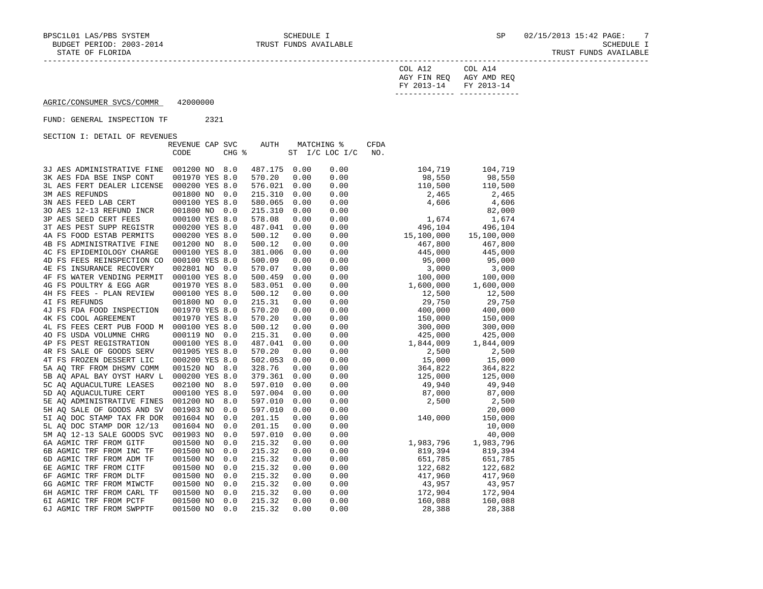SCHEDULE I
TRUST FUNDS AVAILABLE

BUDGET PERIOD: 2003-2014
STATE OF FLORIDA

AGRIC/CONSUMER SVCS/COMMR 42000000

FUND: GENERAL INSPECTION TF 2321

SECTION I: DETAIL OF REVENUES

| | REVENUE CODE | CAP | SVC CHG % | AUTH | MATCHING % ST | I/C LOC I/C | CFDA NO. | COL A12 AGY FIN REQ FY 2013-14 | COL A14 AGY AMD REQ FY 2013-14 |
|---|---|---|---|---|---|---|---|---|---|
| 3J AES ADMINISTRATIVE FINE | 001200 | NO | 8.0 | 487.175 | 0.00 | 0.00 | | 104,719 | 104,719 |
| 3K AES FDA BSE INSP CONT | 001970 | YES | 8.0 | 570.20 | 0.00 | 0.00 | | 98,550 | 98,550 |
| 3L AES FERT DEALER LICENSE | 000200 | YES | 8.0 | 576.021 | 0.00 | 0.00 | | 110,500 | 110,500 |
| 3M AES REFUNDS | 001800 | NO | 0.0 | 215.310 | 0.00 | 0.00 | | 2,465 | 2,465 |
| 3N AES FEED LAB CERT | 000100 | YES | 8.0 | 580.065 | 0.00 | 0.00 | | 4,606 | 4,606 |
| 3O AES 12-13 REFUND INCR | 001800 | NO | 0.0 | 215.310 | 0.00 | 0.00 | | | 82,000 |
| 3P AES SEED CERT FEES | 000100 | YES | 8.0 | 578.08 | 0.00 | 0.00 | | 1,674 | 1,674 |
| 3T AES PEST SUPP REGISTR | 000200 | YES | 8.0 | 487.041 | 0.00 | 0.00 | | 496,104 | 496,104 |
| 4A FS FOOD ESTAB PERMITS | 000200 | YES | 8.0 | 500.12 | 0.00 | 0.00 | | 15,100,000 | 15,100,000 |
| 4B FS ADMINISTRATIVE FINE | 001200 | NO | 8.0 | 500.12 | 0.00 | 0.00 | | 467,800 | 467,800 |
| 4C FS EPIDEMIOLOGY CHARGE | 000100 | YES | 8.0 | 381.006 | 0.00 | 0.00 | | 445,000 | 445,000 |
| 4D FS FEES REINSPECTION CO | 000100 | YES | 8.0 | 500.09 | 0.00 | 0.00 | | 95,000 | 95,000 |
| 4E FS INSURANCE RECOVERY | 002801 | NO | 0.0 | 570.07 | 0.00 | 0.00 | | 3,000 | 3,000 |
| 4F FS WATER VENDING PERMIT | 000100 | YES | 8.0 | 500.459 | 0.00 | 0.00 | | 100,000 | 100,000 |
| 4G FS POULTRY & EGG AGR | 001970 | YES | 8.0 | 583.051 | 0.00 | 0.00 | | 1,600,000 | 1,600,000 |
| 4H FS FEES - PLAN REVIEW | 000100 | YES | 8.0 | 500.12 | 0.00 | 0.00 | | 12,500 | 12,500 |
| 4I FS REFUNDS | 001800 | NO | 0.0 | 215.31 | 0.00 | 0.00 | | 29,750 | 29,750 |
| 4J FS FDA FOOD INSPECTION | 001970 | YES | 8.0 | 570.20 | 0.00 | 0.00 | | 400,000 | 400,000 |
| 4K FS COOL AGREEMENT | 001970 | YES | 8.0 | 570.20 | 0.00 | 0.00 | | 150,000 | 150,000 |
| 4L FS FEES CERT PUB FOOD M | 000100 | YES | 8.0 | 500.12 | 0.00 | 0.00 | | 300,000 | 300,000 |
| 4O FS USDA VOLUMNE CHRG | 000119 | NO | 0.0 | 215.31 | 0.00 | 0.00 | | 425,000 | 425,000 |
| 4P FS PEST REGISTRATION | 000100 | YES | 8.0 | 487.041 | 0.00 | 0.00 | | 1,844,009 | 1,844,009 |
| 4R FS SALE OF GOODS SERV | 001905 | YES | 8.0 | 570.20 | 0.00 | 0.00 | | 2,500 | 2,500 |
| 4T FS FROZEN DESSERT LIC | 000200 | YES | 8.0 | 502.053 | 0.00 | 0.00 | | 15,000 | 15,000 |
| 5A AQ TRF FROM DHSMV COMM | 001520 | NO | 8.0 | 328.76 | 0.00 | 0.00 | | 364,822 | 364,822 |
| 5B AQ APAL BAY OYST HARV L | 000200 | YES | 8.0 | 379.361 | 0.00 | 0.00 | | 125,000 | 125,000 |
| 5C AQ AQUACULTURE LEASES | 002100 | NO | 8.0 | 597.010 | 0.00 | 0.00 | | 49,940 | 49,940 |
| 5D AQ AQUACULTURE CERT | 000100 | YES | 8.0 | 597.004 | 0.00 | 0.00 | | 87,000 | 87,000 |
| 5E AQ ADMINISTRATIVE FINES | 001200 | NO | 8.0 | 597.010 | 0.00 | 0.00 | | 2,500 | 2,500 |
| 5H AQ SALE OF GOODS AND SV | 001903 | NO | 0.0 | 597.010 | 0.00 | 0.00 | | | 20,000 |
| 5I AQ DOC STAMP TAX FR DOR | 001604 | NO | 0.0 | 201.15 | 0.00 | 0.00 | | 140,000 | 150,000 |
| 5L AQ DOC STAMP DOR 12/13 | 001604 | NO | 0.0 | 201.15 | 0.00 | 0.00 | | | 10,000 |
| 5M AQ 12-13 SALE GOODS SVC | 001903 | NO | 0.0 | 597.010 | 0.00 | 0.00 | | | 40,000 |
| 6A AGMIC TRF FROM GITF | 001500 | NO | 0.0 | 215.32 | 0.00 | 0.00 | | 1,983,796 | 1,983,796 |
| 6B AGMIC TRF FROM INC TF | 001500 | NO | 0.0 | 215.32 | 0.00 | 0.00 | | 819,394 | 819,394 |
| 6D AGMIC TRF FROM ADM TF | 001500 | NO | 0.0 | 215.32 | 0.00 | 0.00 | | 651,785 | 651,785 |
| 6E AGMIC TRF FROM CITF | 001500 | NO | 0.0 | 215.32 | 0.00 | 0.00 | | 122,682 | 122,682 |
| 6F AGMIC TRF FROM DLTF | 001500 | NO | 0.0 | 215.32 | 0.00 | 0.00 | | 417,960 | 417,960 |
| 6G AGMIC TRF FROM MIWCTF | 001500 | NO | 0.0 | 215.32 | 0.00 | 0.00 | | 43,957 | 43,957 |
| 6H AGMIC TRF FROM CARL TF | 001500 | NO | 0.0 | 215.32 | 0.00 | 0.00 | | 172,904 | 172,904 |
| 6I AGMIC TRF FROM PCTF | 001500 | NO | 0.0 | 215.32 | 0.00 | 0.00 | | 160,088 | 160,088 |
| 6J AGMIC TRF FROM SWPPTF | 001500 | NO | 0.0 | 215.32 | 0.00 | 0.00 | | 28,388 | 28,388 |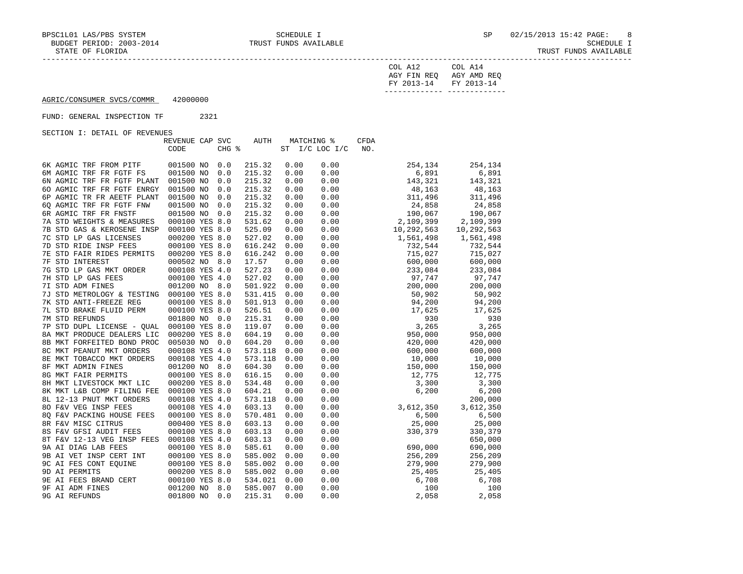BPSC1L01 LAS/PBS SYSTEM — SCHEDULE I — TRUST FUNDS AVAILABLE — SP 02/15/2013 15:42

BUDGET PERIOD: 2003-2014

STATE OF FLORIDA

AGRIC/CONSUMER SVCS/COMMR 42000000

FUND: GENERAL INSPECTION TF 2321

SECTION I: DETAIL OF REVENUES

| | REVENUE CODE | CAP | SVC CHG % | AUTH | MATCHING % ST | I/C LOC I/C | CFDA NO. | COL A12 AGY FIN REQ FY 2013-14 | COL A14 AGY AMD REQ FY 2013-14 |
|---|---|---|---|---|---|---|---|---|---|
| 6K AGMIC TRF FROM PITF | 001500 | NO | 0.0 | 215.32 | 0.00 | 0.00 | | 254,134 | 254,134 |
| 6M AGMIC TRF FR FGTF FS | 001500 | NO | 0.0 | 215.32 | 0.00 | 0.00 | | 6,891 | 6,891 |
| 6N AGMIC TRF FR FGTF PLANT | 001500 | NO | 0.0 | 215.32 | 0.00 | 0.00 | | 143,321 | 143,321 |
| 6O AGMIC TRF FR FGTF ENRGY | 001500 | NO | 0.0 | 215.32 | 0.00 | 0.00 | | 48,163 | 48,163 |
| 6P AGMIC TR FR AEETF PLANT | 001500 | NO | 0.0 | 215.32 | 0.00 | 0.00 | | 311,496 | 311,496 |
| 6Q AGMIC TRF FR FGTF FNW | 001500 | NO | 0.0 | 215.32 | 0.00 | 0.00 | | 24,858 | 24,858 |
| 6R AGMIC TRF FR FNSTF | 001500 | NO | 0.0 | 215.32 | 0.00 | 0.00 | | 190,067 | 190,067 |
| 7A STD WEIGHTS & MEASURES | 000100 | YES | 8.0 | 531.62 | 0.00 | 0.00 | | 2,109,399 | 2,109,399 |
| 7B STD GAS & KEROSENE INSP | 000100 | YES | 8.0 | 525.09 | 0.00 | 0.00 | | 10,292,563 | 10,292,563 |
| 7C STD LP GAS LICENSES | 000200 | YES | 8.0 | 527.02 | 0.00 | 0.00 | | 1,561,498 | 1,561,498 |
| 7D STD RIDE INSP FEES | 000100 | YES | 8.0 | 616.242 | 0.00 | 0.00 | | 732,544 | 732,544 |
| 7E STD FAIR RIDES PERMITS | 000200 | YES | 8.0 | 616.242 | 0.00 | 0.00 | | 715,027 | 715,027 |
| 7F STD INTEREST | 000502 | NO | 8.0 | 17.57 | 0.00 | 0.00 | | 600,000 | 600,000 |
| 7G STD LP GAS MKT ORDER | 000108 | YES | 4.0 | 527.23 | 0.00 | 0.00 | | 233,084 | 233,084 |
| 7H STD LP GAS FEES | 000100 | YES | 4.0 | 527.02 | 0.00 | 0.00 | | 97,747 | 97,747 |
| 7I STD ADM FINES | 001200 | NO | 8.0 | 501.922 | 0.00 | 0.00 | | 200,000 | 200,000 |
| 7J STD METROLOGY & TESTING | 000100 | YES | 8.0 | 531.415 | 0.00 | 0.00 | | 50,902 | 50,902 |
| 7K STD ANTI-FREEZE REG | 000100 | YES | 8.0 | 501.913 | 0.00 | 0.00 | | 94,200 | 94,200 |
| 7L STD BRAKE FLUID PERM | 000100 | YES | 8.0 | 526.51 | 0.00 | 0.00 | | 17,625 | 17,625 |
| 7M STD REFUNDS | 001800 | NO | 0.0 | 215.31 | 0.00 | 0.00 | | 930 | 930 |
| 7P STD DUPL LICENSE - QUAL | 000100 | YES | 8.0 | 119.07 | 0.00 | 0.00 | | 3,265 | 3,265 |
| 8A MKT PRODUCE DEALERS LIC | 000200 | YES | 8.0 | 604.19 | 0.00 | 0.00 | | 950,000 | 950,000 |
| 8B MKT FORFEITED BOND PROC | 005030 | NO | 0.0 | 604.20 | 0.00 | 0.00 | | 420,000 | 420,000 |
| 8C MKT PEANUT MKT ORDERS | 000108 | YES | 4.0 | 573.118 | 0.00 | 0.00 | | 600,000 | 600,000 |
| 8E MKT TOBACCO MKT ORDERS | 000108 | YES | 4.0 | 573.118 | 0.00 | 0.00 | | 10,000 | 10,000 |
| 8F MKT ADMIN FINES | 001200 | NO | 8.0 | 604.30 | 0.00 | 0.00 | | 150,000 | 150,000 |
| 8G MKT FAIR PERMITS | 000100 | YES | 8.0 | 616.15 | 0.00 | 0.00 | | 12,775 | 12,775 |
| 8H MKT LIVESTOCK MKT LIC | 000200 | YES | 8.0 | 534.48 | 0.00 | 0.00 | | 3,300 | 3,300 |
| 8K MKT L&B COMP FILING FEE | 000100 | YES | 8.0 | 604.21 | 0.00 | 0.00 | | 6,200 | 6,200 |
| 8L 12-13 PNUT MKT ORDERS | 000108 | YES | 4.0 | 573.118 | 0.00 | 0.00 | | | 200,000 |
| 8O F&V VEG INSP FEES | 000108 | YES | 4.0 | 603.13 | 0.00 | 0.00 | | 3,612,350 | 3,612,350 |
| 8Q F&V PACKING HOUSE FEES | 000100 | YES | 8.0 | 570.481 | 0.00 | 0.00 | | 6,500 | 6,500 |
| 8R F&V MISC CITRUS | 000400 | YES | 8.0 | 603.13 | 0.00 | 0.00 | | 25,000 | 25,000 |
| 8S F&V GFSI AUDIT FEES | 000100 | YES | 8.0 | 603.13 | 0.00 | 0.00 | | 330,379 | 330,379 |
| 8T F&V 12-13 VEG INSP FEES | 000108 | YES | 4.0 | 603.13 | 0.00 | 0.00 | | | 650,000 |
| 9A AI DIAG LAB FEES | 000100 | YES | 8.0 | 585.61 | 0.00 | 0.00 | | 690,000 | 690,000 |
| 9B AI VET INSP CERT INT | 000100 | YES | 8.0 | 585.002 | 0.00 | 0.00 | | 256,209 | 256,209 |
| 9C AI FES CONT EQUINE | 000100 | YES | 8.0 | 585.002 | 0.00 | 0.00 | | 279,900 | 279,900 |
| 9D AI PERMITS | 000200 | YES | 8.0 | 585.002 | 0.00 | 0.00 | | 25,405 | 25,405 |
| 9E AI FEES BRAND CERT | 000100 | YES | 8.0 | 534.021 | 0.00 | 0.00 | | 6,708 | 6,708 |
| 9F AI ADM FINES | 001200 | NO | 8.0 | 585.007 | 0.00 | 0.00 | | 100 | 100 |
| 9G AI REFUNDS | 001800 | NO | 0.0 | 215.31 | 0.00 | 0.00 | | 2,058 | 2,058 |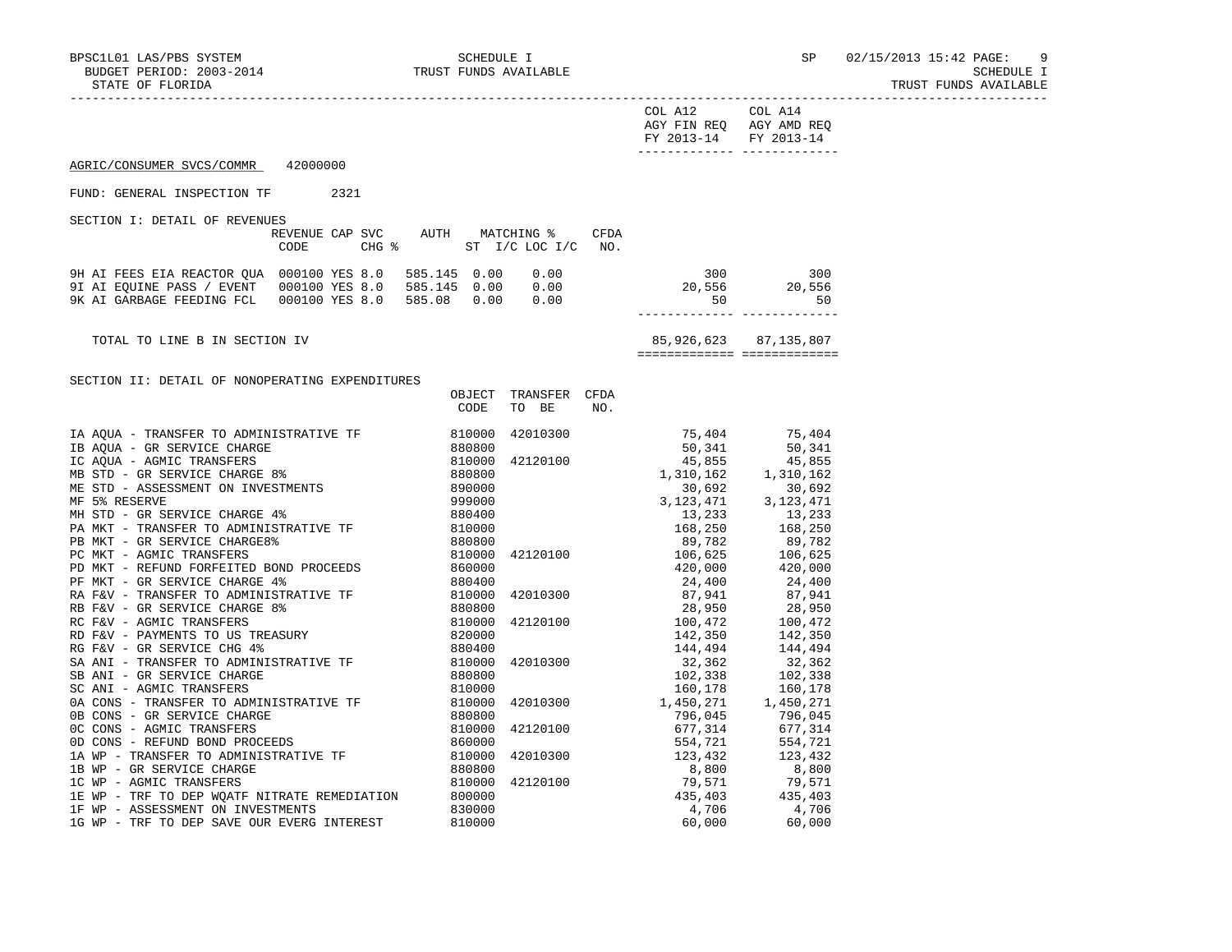AGRIC/CONSUMER SVCS/COMMR 42000000

FUND: GENERAL INSPECTION TF 2321

SECTION I: DETAIL OF REVENUES

| | REVENUE CODE | CAP SVC CHG % | AUTH ST | MATCHING % I/C | LOC I/C | CFDA NO. | COL A12 AGY FIN REQ FY 2013-14 | COL A14 AGY AMD REQ FY 2013-14 |
|---|---|---|---|---|---|---|---|---|
| 9H AI FEES EIA REACTOR QUA | 000100 | YES 8.0 | 585.145 | 0.00 | 0.00 | | 300 | 300 |
| 9I AI EQUINE PASS / EVENT | 000100 | YES 8.0 | 585.145 | 0.00 | 0.00 | | 20,556 | 20,556 |
| 9K AI GARBAGE FEEDING FCL | 000100 | YES 8.0 | 585.08 | 0.00 | 0.00 | | 50 | 50 |
| TOTAL TO LINE B IN SECTION IV | | | | | | | 85,926,623 | 87,135,807 |

SECTION II: DETAIL OF NONOPERATING EXPENDITURES

| | OBJECT CODE | TRANSFER TO BE | CFDA NO. | COL A12 AGY FIN REQ FY 2013-14 | COL A14 AGY AMD REQ FY 2013-14 |
|---|---|---|---|---|---|
| IA AQUA - TRANSFER TO ADMINISTRATIVE TF | 810000 | 42010300 | | 75,404 | 75,404 |
| IB AQUA - GR SERVICE CHARGE | 880800 | | | 50,341 | 50,341 |
| IC AQUA - AGMIC TRANSFERS | 810000 | 42120100 | | 45,855 | 45,855 |
| MB STD - GR SERVICE CHARGE 8% | 880800 | | | 1,310,162 | 1,310,162 |
| ME STD - ASSESSMENT ON INVESTMENTS | 890000 | | | 30,692 | 30,692 |
| MF 5% RESERVE | 999000 | | | 3,123,471 | 3,123,471 |
| MH STD - GR SERVICE CHARGE 4% | 880400 | | | 13,233 | 13,233 |
| PA MKT - TRANSFER TO ADMINISTRATIVE TF | 810000 | | | 168,250 | 168,250 |
| PB MKT - GR SERVICE CHARGE8% | 880800 | | | 89,782 | 89,782 |
| PC MKT - AGMIC TRANSFERS | 810000 | 42120100 | | 106,625 | 106,625 |
| PD MKT - REFUND FORFEITED BOND PROCEEDS | 860000 | | | 420,000 | 420,000 |
| PF MKT - GR SERVICE CHARGE 4% | 880400 | | | 24,400 | 24,400 |
| RA F&V - TRANSFER TO ADMINISTRATIVE TF | 810000 | 42010300 | | 87,941 | 87,941 |
| RB F&V - GR SERVICE CHARGE 8% | 880800 | | | 28,950 | 28,950 |
| RC F&V - AGMIC TRANSFERS | 810000 | 42120100 | | 100,472 | 100,472 |
| RD F&V - PAYMENTS TO US TREASURY | 820000 | | | 142,350 | 142,350 |
| RG F&V - GR SERVICE CHG 4% | 880400 | | | 144,494 | 144,494 |
| SA ANI - TRANSFER TO ADMINISTRATIVE TF | 810000 | 42010300 | | 32,362 | 32,362 |
| SB ANI - GR SERVICE CHARGE | 880800 | | | 102,338 | 102,338 |
| SC ANI - AGMIC TRANSFERS | 810000 | | | 160,178 | 160,178 |
| 0A CONS - TRANSFER TO ADMINISTRATIVE TF | 810000 | 42010300 | | 1,450,271 | 1,450,271 |
| 0B CONS - GR SERVICE CHARGE | 880800 | | | 796,045 | 796,045 |
| 0C CONS - AGMIC TRANSFERS | 810000 | 42120100 | | 677,314 | 677,314 |
| 0D CONS - REFUND BOND PROCEEDS | 860000 | | | 554,721 | 554,721 |
| 1A WP - TRANSFER TO ADMINISTRATIVE TF | 810000 | 42010300 | | 123,432 | 123,432 |
| 1B WP - GR SERVICE CHARGE | 880800 | | | 8,800 | 8,800 |
| 1C WP - AGMIC TRANSFERS | 810000 | 42120100 | | 79,571 | 79,571 |
| 1E WP - TRF TO DEP WQATF NITRATE REMEDIATION | 800000 | | | 435,403 | 435,403 |
| 1F WP - ASSESSMENT ON INVESTMENTS | 830000 | | | 4,706 | 4,706 |
| 1G WP - TRF TO DEP SAVE OUR EVERG INTEREST | 810000 | | | 60,000 | 60,000 |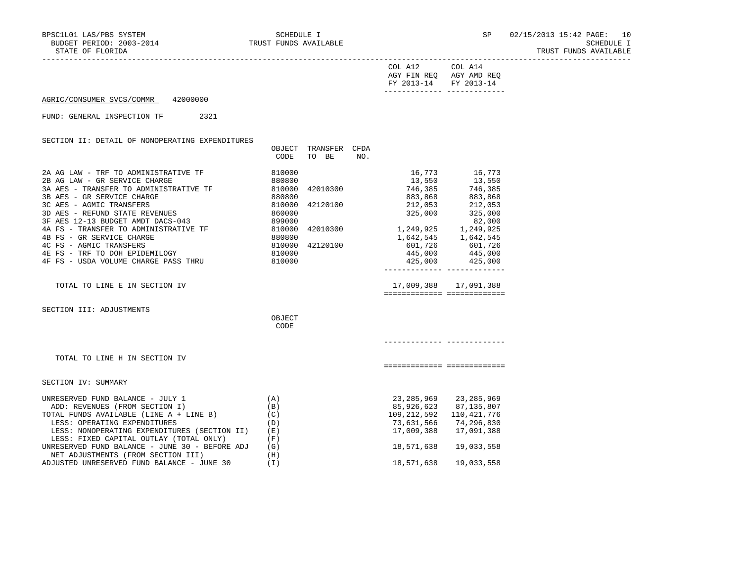BPSC1L01 LAS/PBS SYSTEM — SCHEDULE I — TRUST FUNDS AVAILABLE

BUDGET PERIOD: 2003-2014

STATE OF FLORIDA

SP 02/15/2013 15:42

SCHEDULE I

TRUST FUNDS AVAILABLE

AGRIC/CONSUMER SVCS/COMMR 42000000

FUND: GENERAL INSPECTION TF 2321

## SECTION II: DETAIL OF NONOPERATING EXPENDITURES

| | OBJECT CODE | TRANSFER TO BE | CFDA NO. | COL A12 AGY FIN REQ FY 2013-14 | COL A14 AGY AMD REQ FY 2013-14 |
|---|---|---|---|---|---|
| 2A AG LAW - TRF TO ADMINISTRATIVE TF | 810000 | | | 16,773 | 16,773 |
| 2B AG LAW - GR SERVICE CHARGE | 880800 | | | 13,550 | 13,550 |
| 3A AES - TRANSFER TO ADMINISTRATIVE TF | 810000 | 42010300 | | 746,385 | 746,385 |
| 3B AES - GR SERVICE CHARGE | 880800 | | | 883,868 | 883,868 |
| 3C AES - AGMIC TRANSFERS | 810000 | 42120100 | | 212,053 | 212,053 |
| 3D AES - REFUND STATE REVENUES | 860000 | | | 325,000 | 325,000 |
| 3F AES 12-13 BUDGET AMDT DACS-043 | 899000 | | | | 82,000 |
| 4A FS - TRANSFER TO ADMINISTRATIVE TF | 810000 | 42010300 | | 1,249,925 | 1,249,925 |
| 4B FS - GR SERVICE CHARGE | 880800 | | | 1,642,545 | 1,642,545 |
| 4C FS - AGMIC TRANSFERS | 810000 | 42120100 | | 601,726 | 601,726 |
| 4E FS - TRF TO DOH EPIDEMILOGY | 810000 | | | 445,000 | 445,000 |
| 4F FS - USDA VOLUME CHARGE PASS THRU | 810000 | | | 425,000 | 425,000 |
| TOTAL TO LINE E IN SECTION IV | | | | 17,009,388 | 17,091,388 |

## SECTION III: ADJUSTMENTS

| | OBJECT CODE | COL A12 | COL A14 |
|---|---|---|---|
| TOTAL TO LINE H IN SECTION IV | | | |

## SECTION IV: SUMMARY

| | | COL A12 AGY FIN REQ FY 2013-14 | COL A14 AGY AMD REQ FY 2013-14 |
|---|---|---|---|
| UNRESERVED FUND BALANCE - JULY 1 | (A) | 23,285,969 | 23,285,969 |
| ADD: REVENUES (FROM SECTION I) | (B) | 85,926,623 | 87,135,807 |
| TOTAL FUNDS AVAILABLE (LINE A + LINE B) | (C) | 109,212,592 | 110,421,776 |
| LESS: OPERATING EXPENDITURES | (D) | 73,631,566 | 74,296,830 |
| LESS: NONOPERATING EXPENDITURES (SECTION II) | (E) | 17,009,388 | 17,091,388 |
| LESS: FIXED CAPITAL OUTLAY (TOTAL ONLY) | (F) | | |
| UNRESERVED FUND BALANCE - JUNE 30 - BEFORE ADJ | (G) | 18,571,638 | 19,033,558 |
| NET ADJUSTMENTS (FROM SECTION III) | (H) | | |
| ADJUSTED UNRESERVED FUND BALANCE - JUNE 30 | (I) | 18,571,638 | 19,033,558 |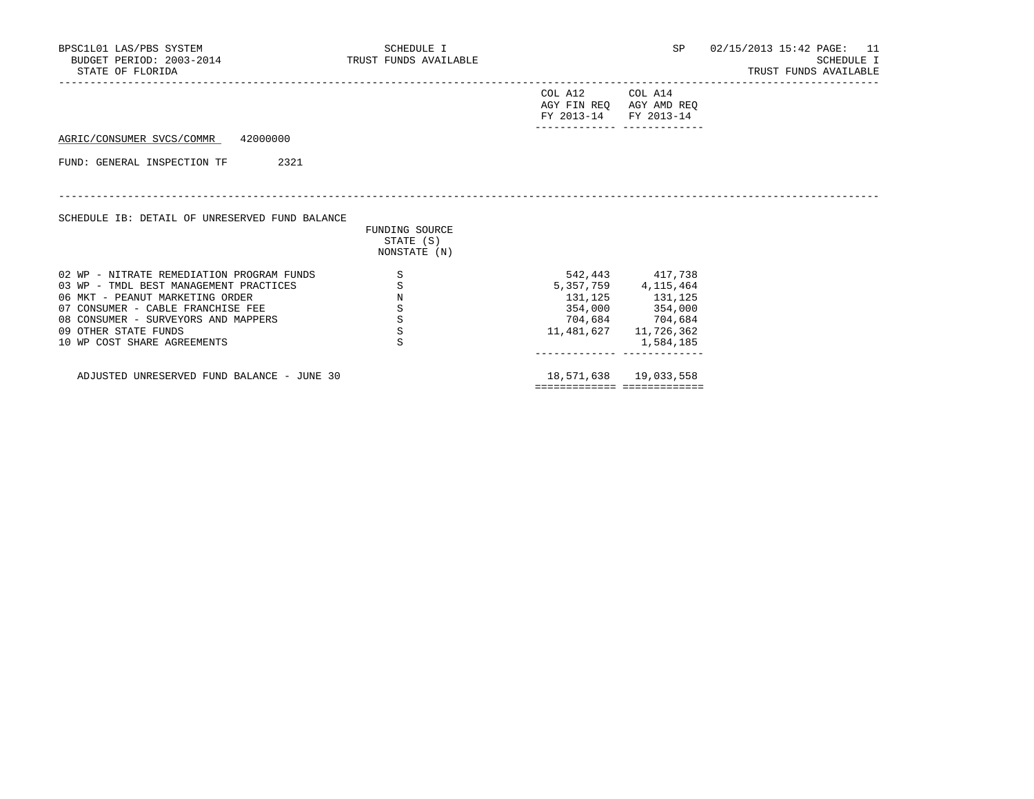AGRIC/CONSUMER SVCS/COMMR 42000000

FUND: GENERAL INSPECTION TF 2321

SCHEDULE IB: DETAIL OF UNRESERVED FUND BALANCE

| | FUNDING SOURCE STATE (S) NONSTATE (N) | COL A12 AGY FIN REQ FY 2013-14 | COL A14 AGY AMD REQ FY 2013-14 |
|---|---|---|---|
| 02 WP - NITRATE REMEDIATION PROGRAM FUNDS | S | 542,443 | 417,738 |
| 03 WP - TMDL BEST MANAGEMENT PRACTICES | S | 5,357,759 | 4,115,464 |
| 06 MKT - PEANUT MARKETING ORDER | N | 131,125 | 131,125 |
| 07 CONSUMER - CABLE FRANCHISE FEE | S | 354,000 | 354,000 |
| 08 CONSUMER - SURVEYORS AND MAPPERS | S | 704,684 | 704,684 |
| 09 OTHER STATE FUNDS | S | 11,481,627 | 11,726,362 |
| 10 WP COST SHARE AGREEMENTS | S | | 1,584,185 |
| ADJUSTED UNRESERVED FUND BALANCE - JUNE 30 | | 18,571,638 | 19,033,558 |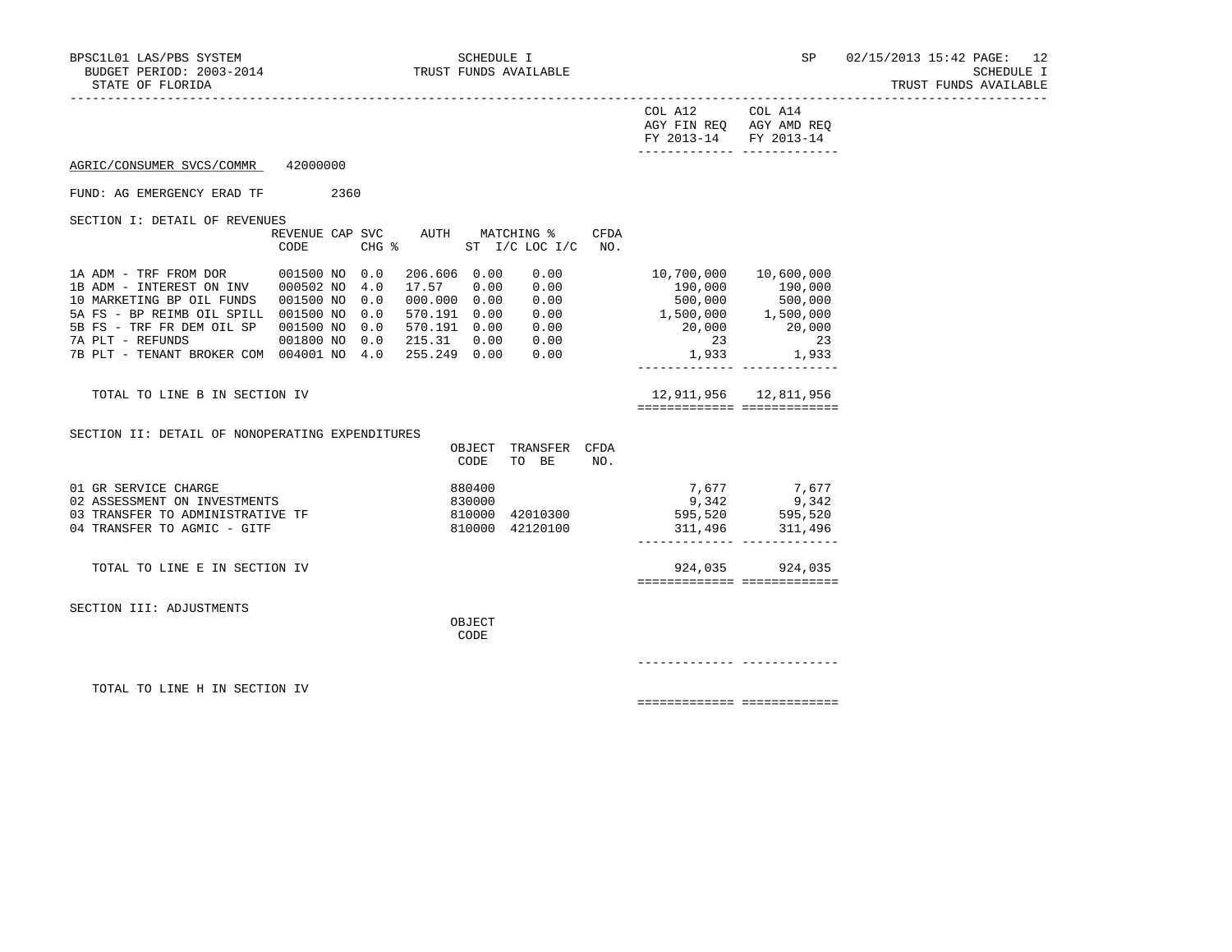AGRIC/CONSUMER SVCS/COMMR 42000000

FUND: AG EMERGENCY ERAD TF 2360

SECTION I: DETAIL OF REVENUES

| | REVENUE CODE | CAP | SVC CHG % | AUTH | MATCHING % ST I/C | LOC I/C | CFDA NO. | COL A12 AGY FIN REQ FY 2013-14 | COL A14 AGY AMD REQ FY 2013-14 |
|---|---|---|---|---|---|---|---|---|---|
| 1A ADM - TRF FROM DOR | 001500 | NO | 0.0 | 206.606 | 0.00 | 0.00 | | 10,700,000 | 10,600,000 |
| 1B ADM - INTEREST ON INV | 000502 | NO | 4.0 | 17.57 | 0.00 | 0.00 | | 190,000 | 190,000 |
| 10 MARKETING BP OIL FUNDS | 001500 | NO | 0.0 | 000.000 | 0.00 | 0.00 | | 500,000 | 500,000 |
| 5A FS - BP REIMB OIL SPILL | 001500 | NO | 0.0 | 570.191 | 0.00 | 0.00 | | 1,500,000 | 1,500,000 |
| 5B FS - TRF FR DEM OIL SP | 001500 | NO | 0.0 | 570.191 | 0.00 | 0.00 | | 20,000 | 20,000 |
| 7A PLT - REFUNDS | 001800 | NO | 0.0 | 215.31 | 0.00 | 0.00 | | 23 | 23 |
| 7B PLT - TENANT BROKER COM | 004001 | NO | 4.0 | 255.249 | 0.00 | 0.00 | | 1,933 | 1,933 |
| TOTAL TO LINE B IN SECTION IV | | | | | | | | 12,911,956 | 12,811,956 |

SECTION II: DETAIL OF NONOPERATING EXPENDITURES

| | OBJECT CODE | TRANSFER TO BE | CFDA NO. | COL A12 | COL A14 |
|---|---|---|---|---|---|
| 01 GR SERVICE CHARGE | 880400 | | | 7,677 | 7,677 |
| 02 ASSESSMENT ON INVESTMENTS | 830000 | | | 9,342 | 9,342 |
| 03 TRANSFER TO ADMINISTRATIVE TF | 810000 | 42010300 | | 595,520 | 595,520 |
| 04 TRANSFER TO AGMIC - GITF | 810000 | 42120100 | | 311,496 | 311,496 |
| TOTAL TO LINE E IN SECTION IV | | | | 924,035 | 924,035 |

SECTION III: ADJUSTMENTS

| | OBJECT CODE | COL A12 | COL A14 |
|---|---|---|---|
| TOTAL TO LINE H IN SECTION IV | | | |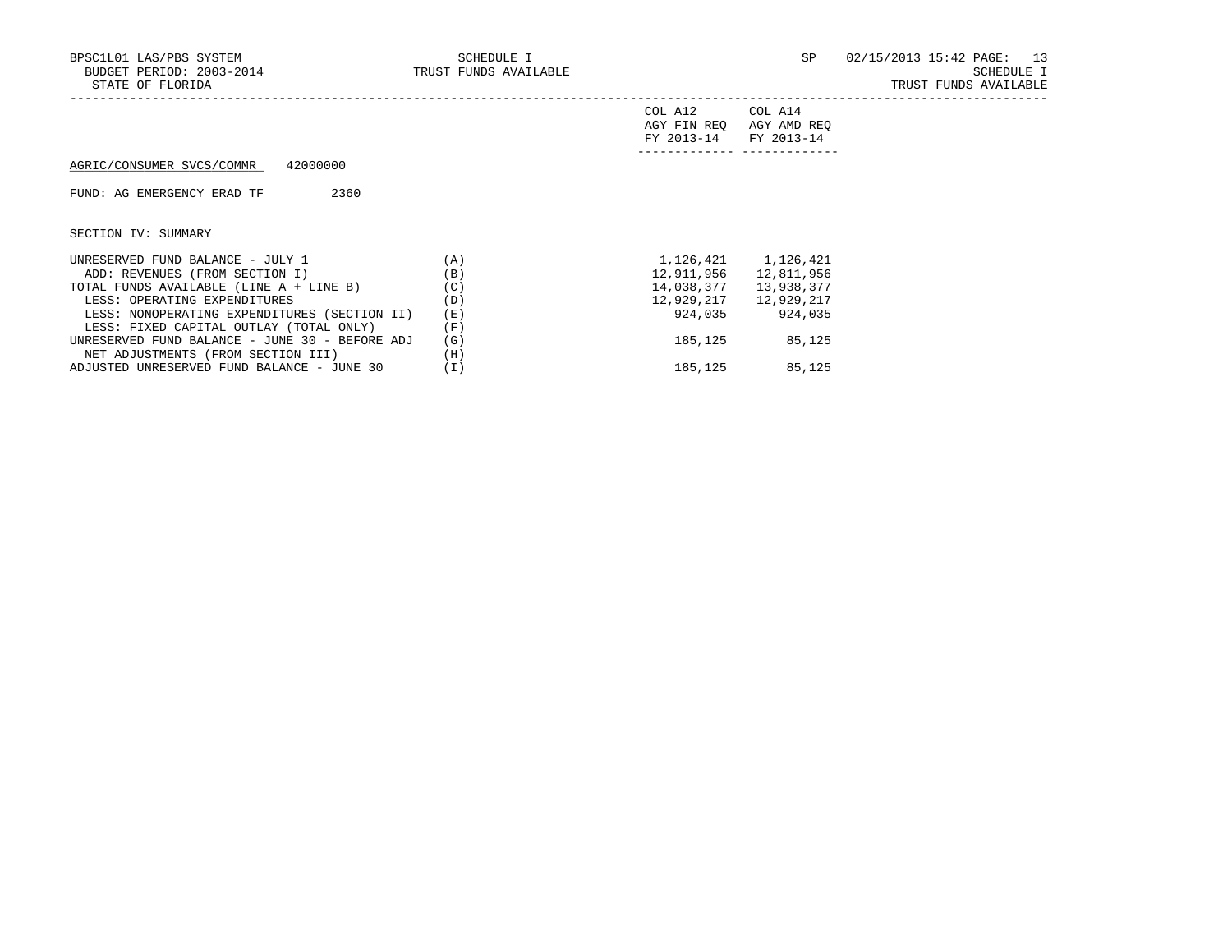AGRIC/CONSUMER SVCS/COMMR 42000000

FUND: AG EMERGENCY ERAD TF 2360

SECTION IV: SUMMARY

| | | COL A12 AGY FIN REQ FY 2013-14 | COL A14 AGY AMD REQ FY 2013-14 |
|---|---|---|---|
| UNRESERVED FUND BALANCE - JULY 1 | (A) | 1,126,421 | 1,126,421 |
| ADD: REVENUES (FROM SECTION I) | (B) | 12,911,956 | 12,811,956 |
| TOTAL FUNDS AVAILABLE (LINE A + LINE B) | (C) | 14,038,377 | 13,938,377 |
| LESS: OPERATING EXPENDITURES | (D) | 12,929,217 | 12,929,217 |
| LESS: NONOPERATING EXPENDITURES (SECTION II) | (E) | 924,035 | 924,035 |
| LESS: FIXED CAPITAL OUTLAY (TOTAL ONLY) | (F) | | |
| UNRESERVED FUND BALANCE - JUNE 30 - BEFORE ADJ | (G) | 185,125 | 85,125 |
| NET ADJUSTMENTS (FROM SECTION III) | (H) | | |
| ADJUSTED UNRESERVED FUND BALANCE - JUNE 30 | (I) | 185,125 | 85,125 |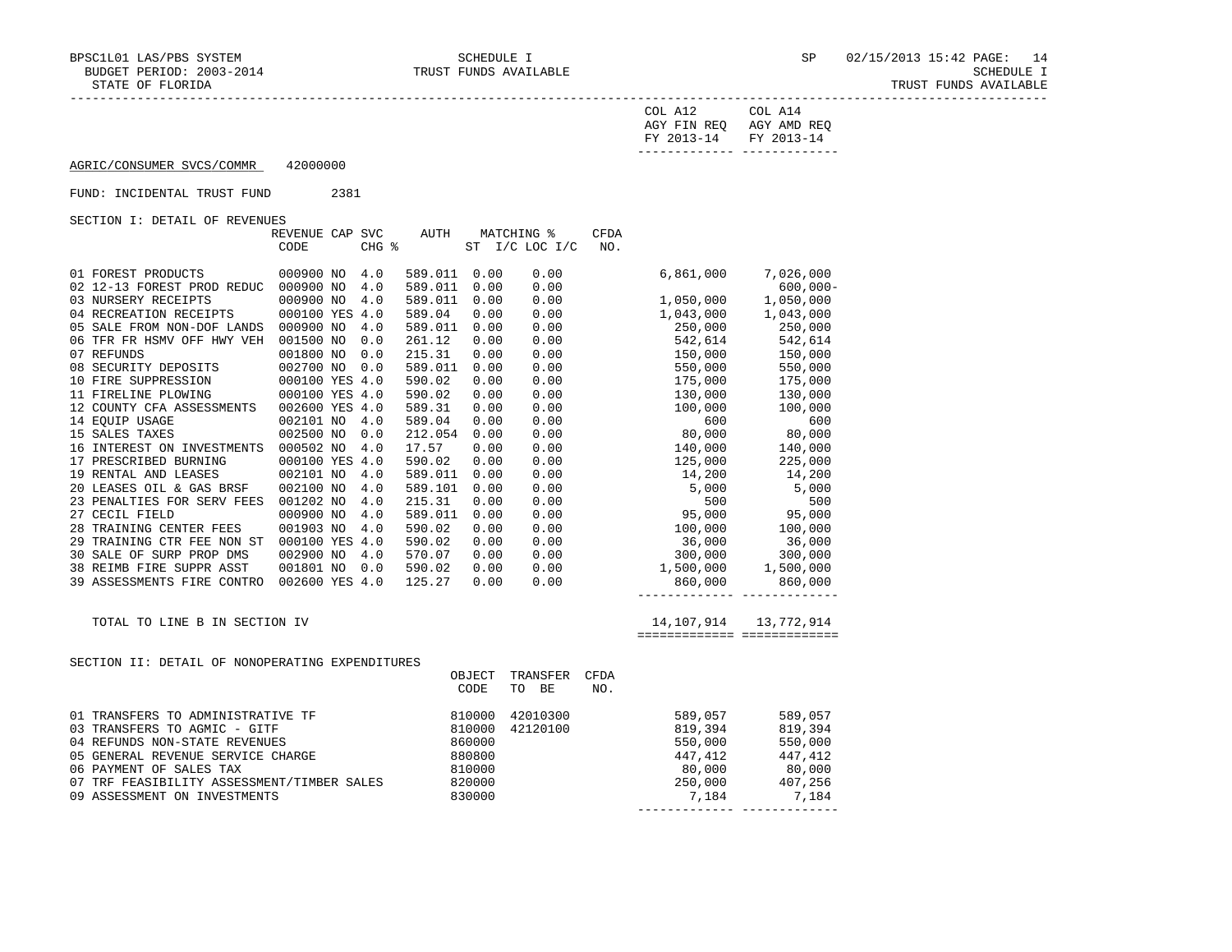BPSC1L01 LAS/PBS SYSTEM — SCHEDULE I — TRUST FUNDS AVAILABLE

BUDGET PERIOD: 2003-2014

STATE OF FLORIDA

SP 02/15/2013 15:42 — SCHEDULE I — TRUST FUNDS AVAILABLE

AGRIC/CONSUMER SVCS/COMMR 42000000

FUND: INCIDENTAL TRUST FUND 2381

## SECTION I: DETAIL OF REVENUES

| | REVENUE CODE | CAP | SVC CHG % | AUTH | MATCHING % ST | I/C LOC I/C | CFDA NO. | COL A12 AGY FIN REQ FY 2013-14 | COL A14 AGY AMD REQ FY 2013-14 |
|---|---|---|---|---|---|---|---|---|---|
| 01 FOREST PRODUCTS | 000900 | NO | 4.0 | 589.011 | 0.00 | 0.00 | | 6,861,000 | 7,026,000 |
| 02 12-13 FOREST PROD REDUC | 000900 | NO | 4.0 | 589.011 | 0.00 | 0.00 | | | 600,000- |
| 03 NURSERY RECEIPTS | 000900 | NO | 4.0 | 589.011 | 0.00 | 0.00 | | 1,050,000 | 1,050,000 |
| 04 RECREATION RECEIPTS | 000100 | YES | 4.0 | 589.04 | 0.00 | 0.00 | | 1,043,000 | 1,043,000 |
| 05 SALE FROM NON-DOF LANDS | 000900 | NO | 4.0 | 589.011 | 0.00 | 0.00 | | 250,000 | 250,000 |
| 06 TFR FR HSMV OFF HWY VEH | 001500 | NO | 0.0 | 261.12 | 0.00 | 0.00 | | 542,614 | 542,614 |
| 07 REFUNDS | 001800 | NO | 0.0 | 215.31 | 0.00 | 0.00 | | 150,000 | 150,000 |
| 08 SECURITY DEPOSITS | 002700 | NO | 0.0 | 589.011 | 0.00 | 0.00 | | 550,000 | 550,000 |
| 10 FIRE SUPPRESSION | 000100 | YES | 4.0 | 590.02 | 0.00 | 0.00 | | 175,000 | 175,000 |
| 11 FIRELINE PLOWING | 000100 | YES | 4.0 | 590.02 | 0.00 | 0.00 | | 130,000 | 130,000 |
| 12 COUNTY CFA ASSESSMENTS | 002600 | YES | 4.0 | 589.31 | 0.00 | 0.00 | | 100,000 | 100,000 |
| 14 EQUIP USAGE | 002101 | NO | 4.0 | 589.04 | 0.00 | 0.00 | | 600 | 600 |
| 15 SALES TAXES | 002500 | NO | 0.0 | 212.054 | 0.00 | 0.00 | | 80,000 | 80,000 |
| 16 INTEREST ON INVESTMENTS | 000502 | NO | 4.0 | 17.57 | 0.00 | 0.00 | | 140,000 | 140,000 |
| 17 PRESCRIBED BURNING | 000100 | YES | 4.0 | 590.02 | 0.00 | 0.00 | | 125,000 | 225,000 |
| 19 RENTAL AND LEASES | 002101 | NO | 4.0 | 589.011 | 0.00 | 0.00 | | 14,200 | 14,200 |
| 20 LEASES OIL & GAS BRSF | 002100 | NO | 4.0 | 589.101 | 0.00 | 0.00 | | 5,000 | 5,000 |
| 23 PENALTIES FOR SERV FEES | 001202 | NO | 4.0 | 215.31 | 0.00 | 0.00 | | 500 | 500 |
| 27 CECIL FIELD | 000900 | NO | 4.0 | 589.011 | 0.00 | 0.00 | | 95,000 | 95,000 |
| 28 TRAINING CENTER FEES | 001903 | NO | 4.0 | 590.02 | 0.00 | 0.00 | | 100,000 | 100,000 |
| 29 TRAINING CTR FEE NON ST | 000100 | YES | 4.0 | 590.02 | 0.00 | 0.00 | | 36,000 | 36,000 |
| 30 SALE OF SURP PROP DMS | 002900 | NO | 4.0 | 570.07 | 0.00 | 0.00 | | 300,000 | 300,000 |
| 38 REIMB FIRE SUPPR ASST | 001801 | NO | 0.0 | 590.02 | 0.00 | 0.00 | | 1,500,000 | 1,500,000 |
| 39 ASSESSMENTS FIRE CONTRO | 002600 | YES | 4.0 | 125.27 | 0.00 | 0.00 | | 860,000 | 860,000 |
| TOTAL TO LINE B IN SECTION IV | | | | | | | | 14,107,914 | 13,772,914 |

## SECTION II: DETAIL OF NONOPERATING EXPENDITURES

| | OBJECT CODE | TRANSFER TO BE | CFDA NO. | COL A12 AGY FIN REQ FY 2013-14 | COL A14 AGY AMD REQ FY 2013-14 |
|---|---|---|---|---|---|
| 01 TRANSFERS TO ADMINISTRATIVE TF | 810000 | 42010300 | | 589,057 | 589,057 |
| 03 TRANSFERS TO AGMIC - GITF | 810000 | 42120100 | | 819,394 | 819,394 |
| 04 REFUNDS NON-STATE REVENUES | 860000 | | | 550,000 | 550,000 |
| 05 GENERAL REVENUE SERVICE CHARGE | 880800 | | | 447,412 | 447,412 |
| 06 PAYMENT OF SALES TAX | 810000 | | | 80,000 | 80,000 |
| 07 TRF FEASIBILITY ASSESSMENT/TIMBER SALES | 820000 | | | 250,000 | 407,256 |
| 09 ASSESSMENT ON INVESTMENTS | 830000 | | | 7,184 | 7,184 |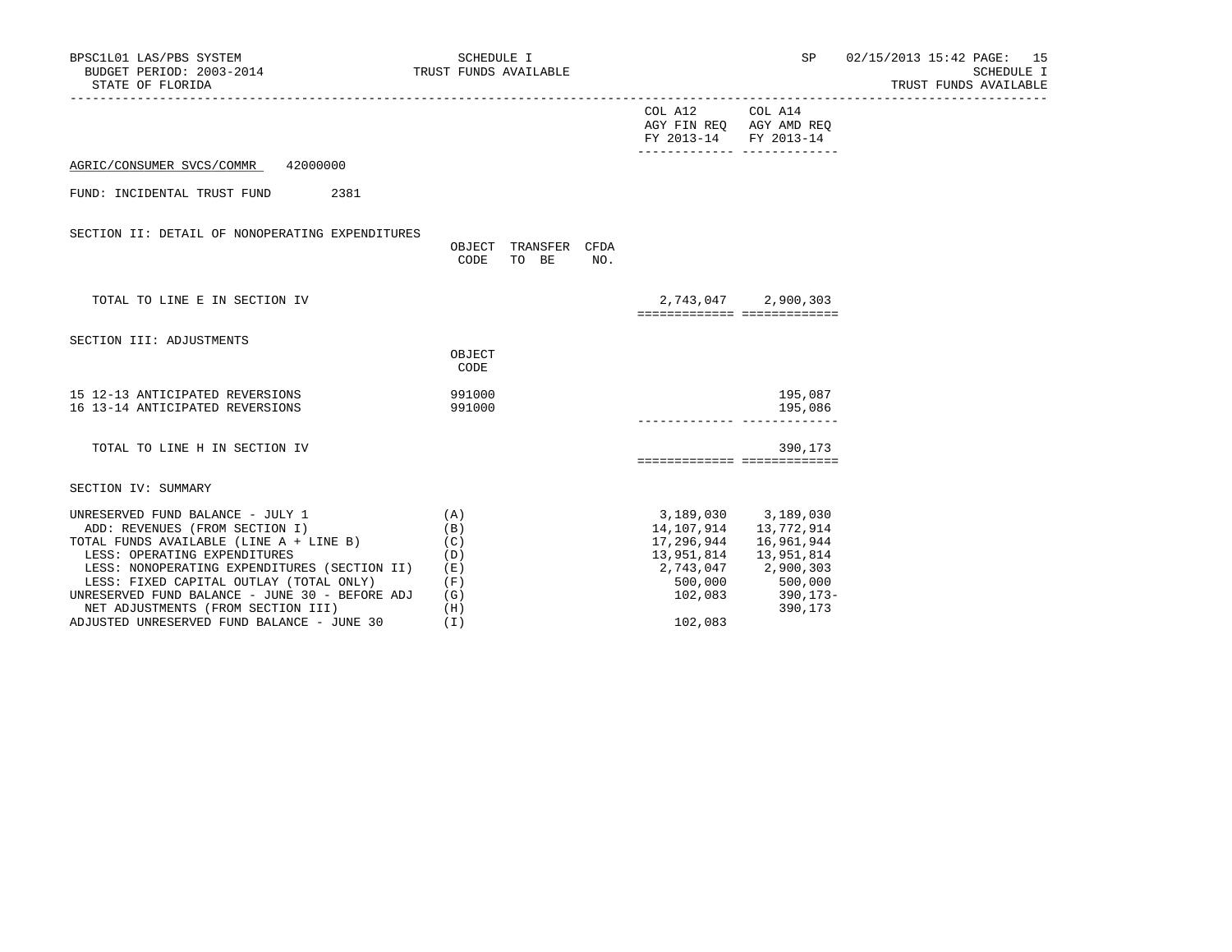BPSC1L01 LAS/PBS SYSTEM — SCHEDULE I — TRUST FUNDS AVAILABLE — SP 02/15/2013 15:42

BUDGET PERIOD: 2003-2014

STATE OF FLORIDA

SCHEDULE I — TRUST FUNDS AVAILABLE

AGRIC/CONSUMER SVCS/COMMR 42000000

FUND: INCIDENTAL TRUST FUND 2381

## SECTION II: DETAIL OF NONOPERATING EXPENDITURES

| | OBJECT CODE | TRANSFER TO BE | CFDA NO. | COL A12 AGY FIN REQ FY 2013-14 | COL A14 AGY AMD REQ FY 2013-14 |
|---|---|---|---|---|---|
| TOTAL TO LINE E IN SECTION IV | | | | 2,743,047 | 2,900,303 |

## SECTION III: ADJUSTMENTS

| | OBJECT CODE | COL A12 AGY FIN REQ FY 2013-14 | COL A14 AGY AMD REQ FY 2013-14 |
|---|---|---|---|
| 15 12-13 ANTICIPATED REVERSIONS | 991000 | | 195,087 |
| 16 13-14 ANTICIPATED REVERSIONS | 991000 | | 195,086 |
| TOTAL TO LINE H IN SECTION IV | | | 390,173 |

## SECTION IV: SUMMARY

| | | COL A12 AGY FIN REQ FY 2013-14 | COL A14 AGY AMD REQ FY 2013-14 |
|---|---|---|---|
| UNRESERVED FUND BALANCE - JULY 1 | (A) | 3,189,030 | 3,189,030 |
| ADD: REVENUES (FROM SECTION I) | (B) | 14,107,914 | 13,772,914 |
| TOTAL FUNDS AVAILABLE (LINE A + LINE B) | (C) | 17,296,944 | 16,961,944 |
| LESS: OPERATING EXPENDITURES | (D) | 13,951,814 | 13,951,814 |
| LESS: NONOPERATING EXPENDITURES (SECTION II) | (E) | 2,743,047 | 2,900,303 |
| LESS: FIXED CAPITAL OUTLAY (TOTAL ONLY) | (F) | 500,000 | 500,000 |
| UNRESERVED FUND BALANCE - JUNE 30 - BEFORE ADJ | (G) | 102,083 | 390,173- |
| NET ADJUSTMENTS (FROM SECTION III) | (H) | | 390,173 |
| ADJUSTED UNRESERVED FUND BALANCE - JUNE 30 | (I) | 102,083 | |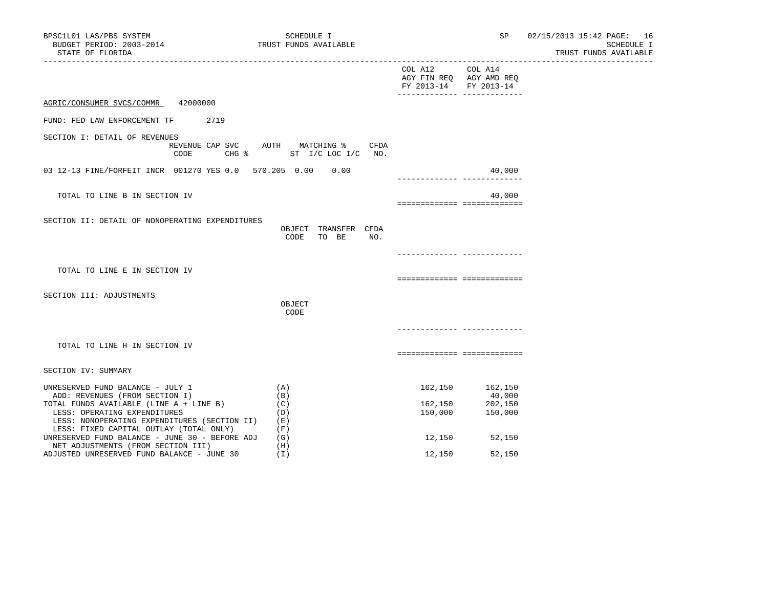AGRIC/CONSUMER SVCS/COMMR 42000000

FUND: FED LAW ENFORCEMENT TF 2719

SECTION I: DETAIL OF REVENUES

| | REVENUE CODE | CAP SVC CHG % | AUTH ST | MATCHING % I/C | LOC I/C | CFDA NO. | COL A12 AGY FIN REQ FY 2013-14 | COL A14 AGY AMD REQ FY 2013-14 |
|---|---|---|---|---|---|---|---|---|
| 03 12-13 FINE/FORFEIT INCR | 001270 | YES 0.0 | 570.205 | 0.00 | 0.00 | | | 40,000 |
| TOTAL TO LINE B IN SECTION IV | | | | | | | | 40,000 |

SECTION II: DETAIL OF NONOPERATING EXPENDITURES

| | OBJECT CODE | TRANSFER TO BE | CFDA NO. | COL A12 AGY FIN REQ FY 2013-14 | COL A14 AGY AMD REQ FY 2013-14 |
|---|---|---|---|---|---|
| TOTAL TO LINE E IN SECTION IV | | | | | |

SECTION III: ADJUSTMENTS

| | OBJECT CODE | COL A12 AGY FIN REQ FY 2013-14 | COL A14 AGY AMD REQ FY 2013-14 |
|---|---|---|---|
| TOTAL TO LINE H IN SECTION IV | | | |

SECTION IV: SUMMARY

| | | COL A12 AGY FIN REQ FY 2013-14 | COL A14 AGY AMD REQ FY 2013-14 |
|---|---|---|---|
| UNRESERVED FUND BALANCE - JULY 1 | (A) | 162,150 | 162,150 |
| ADD: REVENUES (FROM SECTION I) | (B) | | 40,000 |
| TOTAL FUNDS AVAILABLE (LINE A + LINE B) | (C) | 162,150 | 202,150 |
| LESS: OPERATING EXPENDITURES | (D) | 150,000 | 150,000 |
| LESS: NONOPERATING EXPENDITURES (SECTION II) | (E) | | |
| LESS: FIXED CAPITAL OUTLAY (TOTAL ONLY) | (F) | | |
| UNRESERVED FUND BALANCE - JUNE 30 - BEFORE ADJ | (G) | 12,150 | 52,150 |
| NET ADJUSTMENTS (FROM SECTION III) | (H) | | |
| ADJUSTED UNRESERVED FUND BALANCE - JUNE 30 | (I) | 12,150 | 52,150 |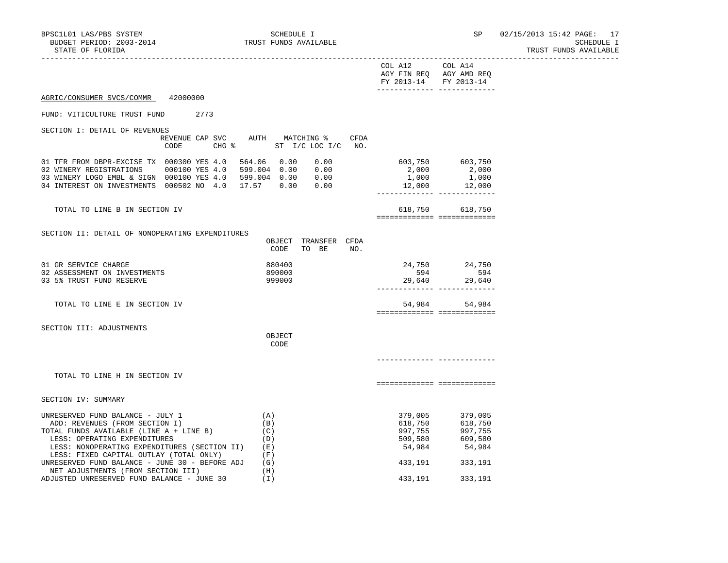BPSC1L01 LAS/PBS SYSTEM — SCHEDULE I — TRUST FUNDS AVAILABLE — SP 02/15/2013 15:42

BUDGET PERIOD: 2003-2014

STATE OF FLORIDA

**AGRIC/CONSUMER SVCS/COMMR 42000000**

FUND: VITICULTURE TRUST FUND 2773

## SECTION I: DETAIL OF REVENUES

| | REVENUE CODE | CAP | SVC CHG % | AUTH ST | MATCHING % I/C | LOC I/C | CFDA NO. | COL A12 AGY FIN REQ FY 2013-14 | COL A14 AGY AMD REQ FY 2013-14 |
|---|---|---|---|---|---|---|---|---|---|
| 01 TFR FROM DBPR-EXCISE TX | 000300 | YES | 4.0 | 564.06 | 0.00 | 0.00 | | 603,750 | 603,750 |
| 02 WINERY REGISTRATIONS | 000100 | YES | 4.0 | 599.004 | 0.00 | 0.00 | | 2,000 | 2,000 |
| 03 WINERY LOGO EMBL & SIGN | 000100 | YES | 4.0 | 599.004 | 0.00 | 0.00 | | 1,000 | 1,000 |
| 04 INTEREST ON INVESTMENTS | 000502 | NO | 4.0 | 17.57 | 0.00 | 0.00 | | 12,000 | 12,000 |
| TOTAL TO LINE B IN SECTION IV | | | | | | | | 618,750 | 618,750 |

## SECTION II: DETAIL OF NONOPERATING EXPENDITURES

| | OBJECT CODE | TRANSFER TO BE | CFDA NO. | COL A12 AGY FIN REQ FY 2013-14 | COL A14 AGY AMD REQ FY 2013-14 |
|---|---|---|---|---|---|
| 01 GR SERVICE CHARGE | 880400 | | | 24,750 | 24,750 |
| 02 ASSESSMENT ON INVESTMENTS | 890000 | | | 594 | 594 |
| 03 5% TRUST FUND RESERVE | 999000 | | | 29,640 | 29,640 |
| TOTAL TO LINE E IN SECTION IV | | | | 54,984 | 54,984 |

## SECTION III: ADJUSTMENTS

| | OBJECT CODE | COL A12 AGY FIN REQ FY 2013-14 | COL A14 AGY AMD REQ FY 2013-14 |
|---|---|---|---|
| TOTAL TO LINE H IN SECTION IV | | | |

## SECTION IV: SUMMARY

| | | COL A12 AGY FIN REQ FY 2013-14 | COL A14 AGY AMD REQ FY 2013-14 |
|---|---|---|---|
| UNRESERVED FUND BALANCE - JULY 1 | (A) | 379,005 | 379,005 |
| ADD: REVENUES (FROM SECTION I) | (B) | 618,750 | 618,750 |
| TOTAL FUNDS AVAILABLE (LINE A + LINE B) | (C) | 997,755 | 997,755 |
| LESS: OPERATING EXPENDITURES | (D) | 509,580 | 609,580 |
| LESS: NONOPERATING EXPENDITURES (SECTION II) | (E) | 54,984 | 54,984 |
| LESS: FIXED CAPITAL OUTLAY (TOTAL ONLY) | (F) | | |
| UNRESERVED FUND BALANCE - JUNE 30 - BEFORE ADJ | (G) | 433,191 | 333,191 |
| NET ADJUSTMENTS (FROM SECTION III) | (H) | | |
| ADJUSTED UNRESERVED FUND BALANCE - JUNE 30 | (I) | 433,191 | 333,191 |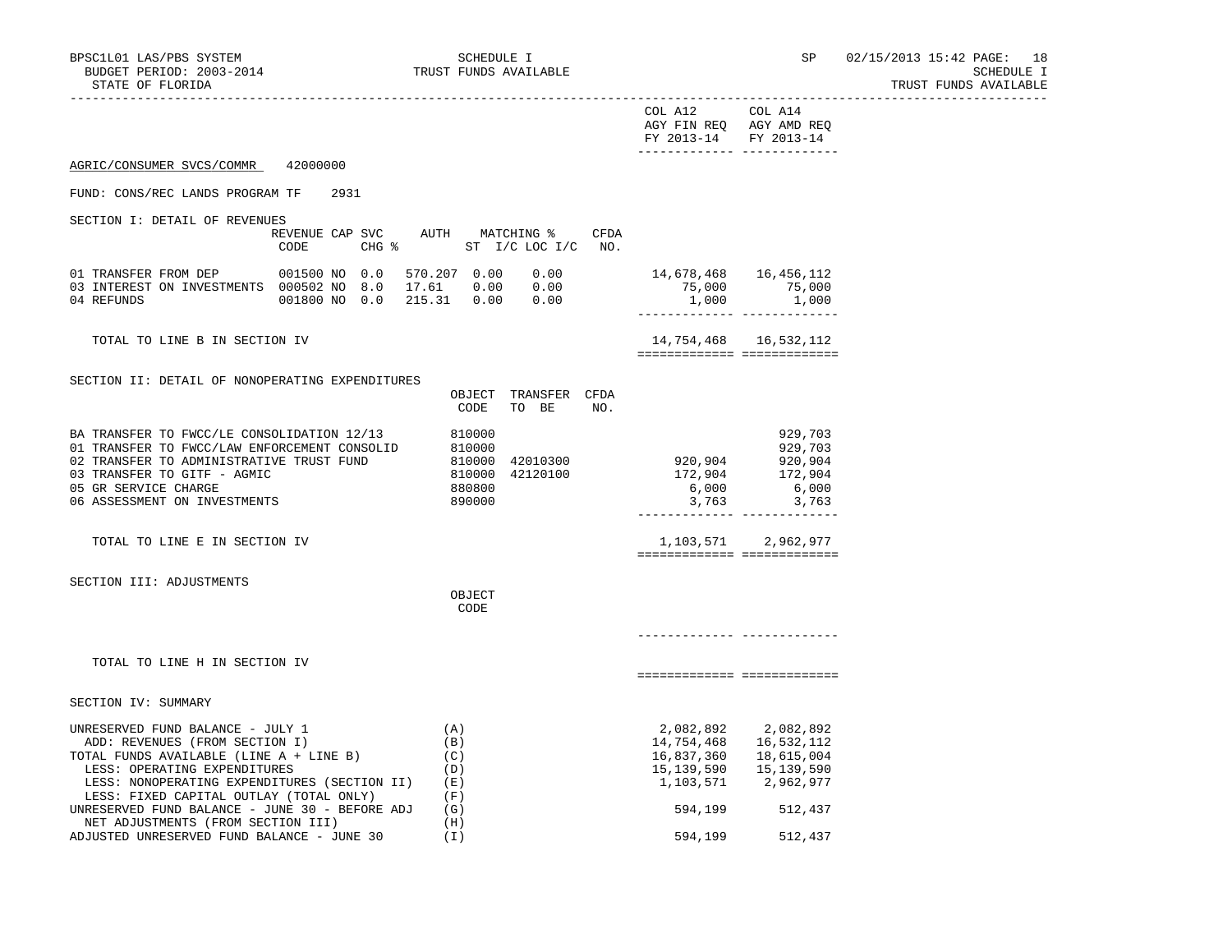BPSC1L01 LAS/PBS SYSTEM — SCHEDULE I — TRUST FUNDS AVAILABLE — SP 02/15/2013 15:42
BUDGET PERIOD: 2003-2014
STATE OF FLORIDA

**AGRIC/CONSUMER SVCS/COMMR 42000000**

FUND: CONS/REC LANDS PROGRAM TF 2931

## SECTION I: DETAIL OF REVENUES

| | REVENUE CODE | CAP | SVC CHG % | AUTH | MATCHING % ST I/C | LOC I/C | CFDA NO. | COL A12 AGY FIN REQ FY 2013-14 | COL A14 AGY AMD REQ FY 2013-14 |
|---|---|---|---|---|---|---|---|---|---|
| 01 TRANSFER FROM DEP | 001500 | NO | 0.0 | 570.207 | 0.00 | 0.00 | | 14,678,468 | 16,456,112 |
| 03 INTEREST ON INVESTMENTS | 000502 | NO | 8.0 | 17.61 | 0.00 | 0.00 | | 75,000 | 75,000 |
| 04 REFUNDS | 001800 | NO | 0.0 | 215.31 | 0.00 | 0.00 | | 1,000 | 1,000 |
| TOTAL TO LINE B IN SECTION IV | | | | | | | | 14,754,468 | 16,532,112 |

## SECTION II: DETAIL OF NONOPERATING EXPENDITURES

| | OBJECT CODE | TRANSFER TO BE | CFDA NO. | COL A12 AGY FIN REQ FY 2013-14 | COL A14 AGY AMD REQ FY 2013-14 |
|---|---|---|---|---|---|
| BA TRANSFER TO FWCC/LE CONSOLIDATION 12/13 | 810000 | | | | 929,703 |
| 01 TRANSFER TO FWCC/LAW ENFORCEMENT CONSOLID | 810000 | | | | 929,703 |
| 02 TRANSFER TO ADMINISTRATIVE TRUST FUND | 810000 | 42010300 | | 920,904 | 920,904 |
| 03 TRANSFER TO GITF - AGMIC | 810000 | 42120100 | | 172,904 | 172,904 |
| 05 GR SERVICE CHARGE | 880800 | | | 6,000 | 6,000 |
| 06 ASSESSMENT ON INVESTMENTS | 890000 | | | 3,763 | 3,763 |
| TOTAL TO LINE E IN SECTION IV | | | | 1,103,571 | 2,962,977 |

## SECTION III: ADJUSTMENTS

| | OBJECT CODE | COL A12 AGY FIN REQ FY 2013-14 | COL A14 AGY AMD REQ FY 2013-14 |
|---|---|---|---|
| TOTAL TO LINE H IN SECTION IV | | | |

## SECTION IV: SUMMARY

| | | COL A12 AGY FIN REQ FY 2013-14 | COL A14 AGY AMD REQ FY 2013-14 |
|---|---|---|---|
| UNRESERVED FUND BALANCE - JULY 1 | (A) | 2,082,892 | 2,082,892 |
| ADD: REVENUES (FROM SECTION I) | (B) | 14,754,468 | 16,532,112 |
| TOTAL FUNDS AVAILABLE (LINE A + LINE B) | (C) | 16,837,360 | 18,615,004 |
| LESS: OPERATING EXPENDITURES | (D) | 15,139,590 | 15,139,590 |
| LESS: NONOPERATING EXPENDITURES (SECTION II) | (E) | 1,103,571 | 2,962,977 |
| LESS: FIXED CAPITAL OUTLAY (TOTAL ONLY) | (F) | | |
| UNRESERVED FUND BALANCE - JUNE 30 - BEFORE ADJ | (G) | 594,199 | 512,437 |
| NET ADJUSTMENTS (FROM SECTION III) | (H) | | |
| ADJUSTED UNRESERVED FUND BALANCE - JUNE 30 | (I) | 594,199 | 512,437 |